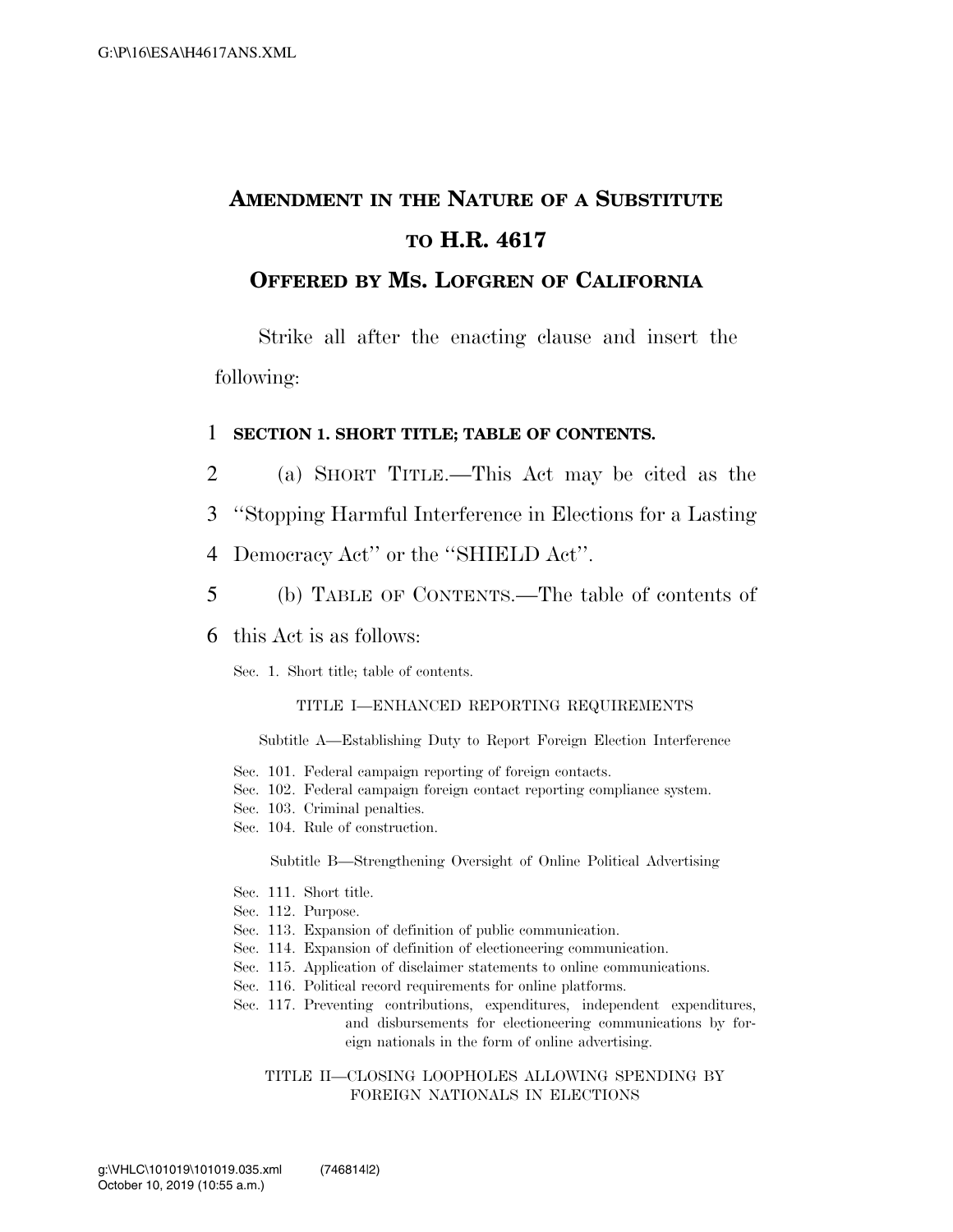# AMENDMENT IN THE NATURE OF A SUBSTITUTE TO H.R. 4617

## OFFERED BY MS. LOFGREN OF CALIFORNIA

Strike all after the enacting clause and insert the following:

**SECTION 1. SHORT TITLE; TABLE OF CONTENTS.**

(a) SHORT TITLE.—This Act may be cited as the "Stopping Harmful Interference in Elections for a Lasting Democracy Act" or the "SHIELD Act".

(b) TABLE OF CONTENTS.—The table of contents of this Act is as follows:

Sec. 1. Short title; table of contents.

TITLE I—ENHANCED REPORTING REQUIREMENTS

Subtitle A—Establishing Duty to Report Foreign Election Interference

Sec. 101. Federal campaign reporting of foreign contacts.
Sec. 102. Federal campaign foreign contact reporting compliance system.
Sec. 103. Criminal penalties.
Sec. 104. Rule of construction.

Subtitle B—Strengthening Oversight of Online Political Advertising

Sec. 111. Short title.
Sec. 112. Purpose.
Sec. 113. Expansion of definition of public communication.
Sec. 114. Expansion of definition of electioneering communication.
Sec. 115. Application of disclaimer statements to online communications.
Sec. 116. Political record requirements for online platforms.
Sec. 117. Preventing contributions, expenditures, independent expenditures, and disbursements for electioneering communications by foreign nationals in the form of online advertising.

TITLE II—CLOSING LOOPHOLES ALLOWING SPENDING BY FOREIGN NATIONALS IN ELECTIONS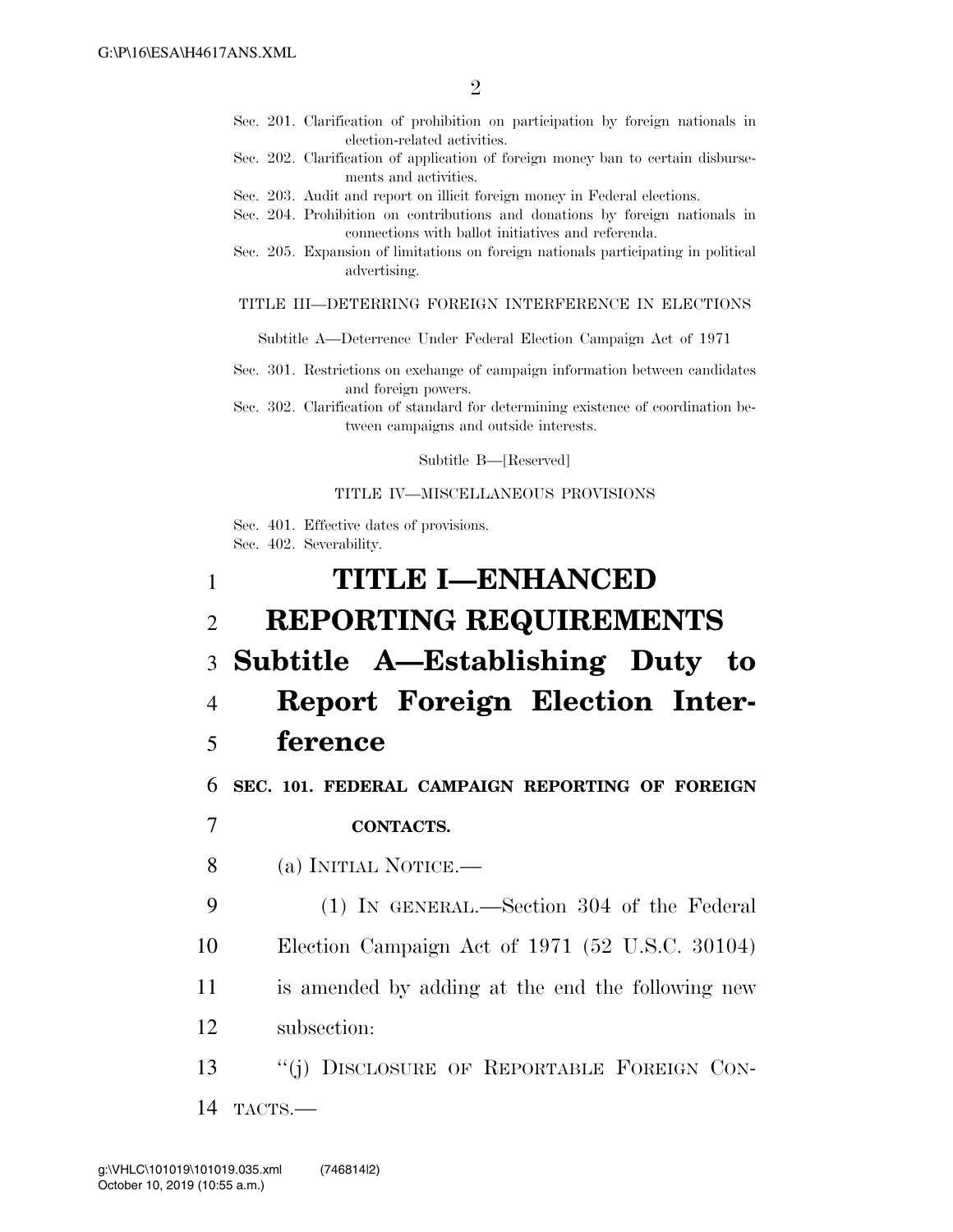Sec. 201. Clarification of prohibition on participation by foreign nationals in election-related activities.
Sec. 202. Clarification of application of foreign money ban to certain disbursements and activities.
Sec. 203. Audit and report on illicit foreign money in Federal elections.
Sec. 204. Prohibition on contributions and donations by foreign nationals in connections with ballot initiatives and referenda.
Sec. 205. Expansion of limitations on foreign nationals participating in political advertising.

TITLE III—DETERRING FOREIGN INTERFERENCE IN ELECTIONS

Subtitle A—Deterrence Under Federal Election Campaign Act of 1971

Sec. 301. Restrictions on exchange of campaign information between candidates and foreign powers.
Sec. 302. Clarification of standard for determining existence of coordination between campaigns and outside interests.

Subtitle B—[Reserved]

TITLE IV—MISCELLANEOUS PROVISIONS

Sec. 401. Effective dates of provisions.
Sec. 402. Severability.

# TITLE I—ENHANCED REPORTING REQUIREMENTS

## Subtitle A—Establishing Duty to Report Foreign Election Interference

**SEC. 101. FEDERAL CAMPAIGN REPORTING OF FOREIGN CONTACTS.**

(a) INITIAL NOTICE.—

(1) IN GENERAL.—Section 304 of the Federal Election Campaign Act of 1971 (52 U.S.C. 30104) is amended by adding at the end the following new subsection:

"(j) DISCLOSURE OF REPORTABLE FOREIGN CONTACTS.—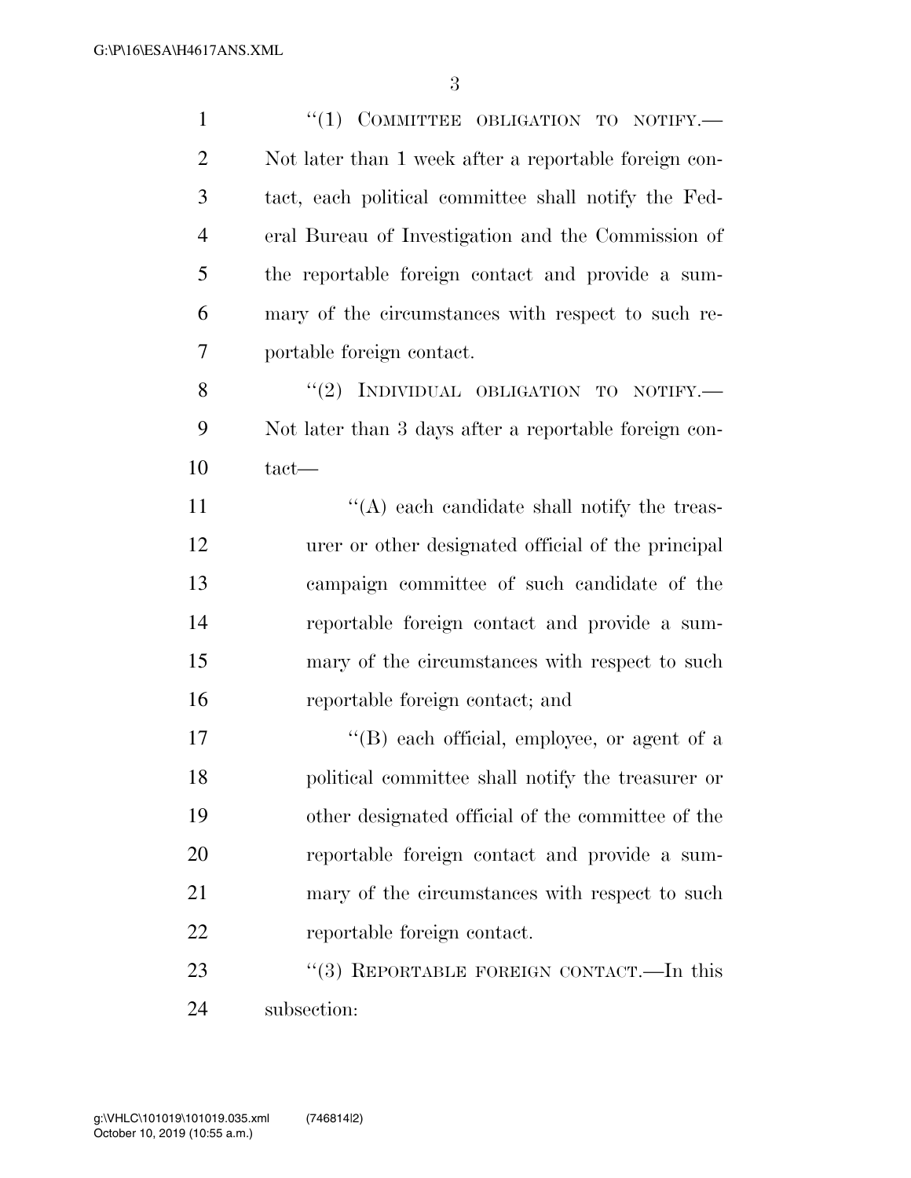"(1) COMMITTEE OBLIGATION TO NOTIFY.—Not later than 1 week after a reportable foreign contact, each political committee shall notify the Federal Bureau of Investigation and the Commission of the reportable foreign contact and provide a summary of the circumstances with respect to such reportable foreign contact.

"(2) INDIVIDUAL OBLIGATION TO NOTIFY.—Not later than 3 days after a reportable foreign contact—

"(A) each candidate shall notify the treasurer or other designated official of the principal campaign committee of such candidate of the reportable foreign contact and provide a summary of the circumstances with respect to such reportable foreign contact; and

"(B) each official, employee, or agent of a political committee shall notify the treasurer or other designated official of the committee of the reportable foreign contact and provide a summary of the circumstances with respect to such reportable foreign contact.

"(3) REPORTABLE FOREIGN CONTACT.—In this subsection: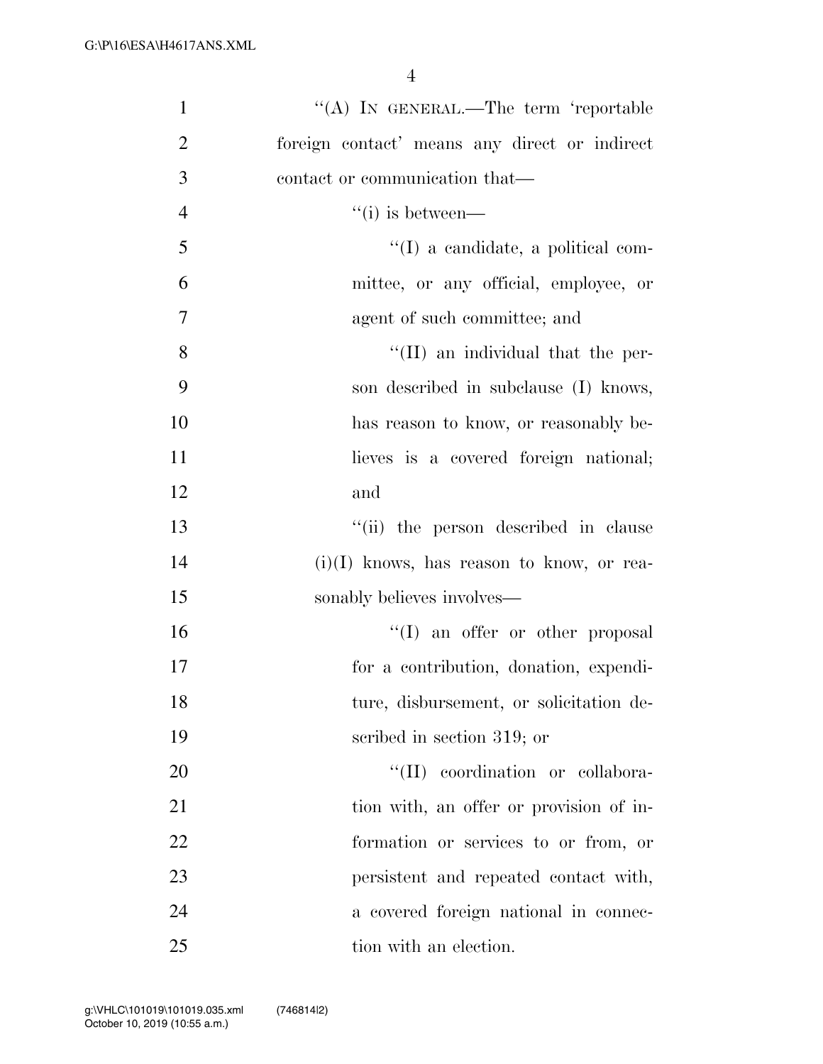''(A) IN GENERAL.—The term 'reportable foreign contact' means any direct or indirect contact or communication that—

''(i) is between—

''(I) a candidate, a political committee, or any official, employee, or agent of such committee; and

''(II) an individual that the person described in subclause (I) knows, has reason to know, or reasonably believes is a covered foreign national; and

''(ii) the person described in clause (i)(I) knows, has reason to know, or reasonably believes involves—

''(I) an offer or other proposal for a contribution, donation, expenditure, disbursement, or solicitation described in section 319; or

''(II) coordination or collaboration with, an offer or provision of information or services to or from, or persistent and repeated contact with, a covered foreign national in connection with an election.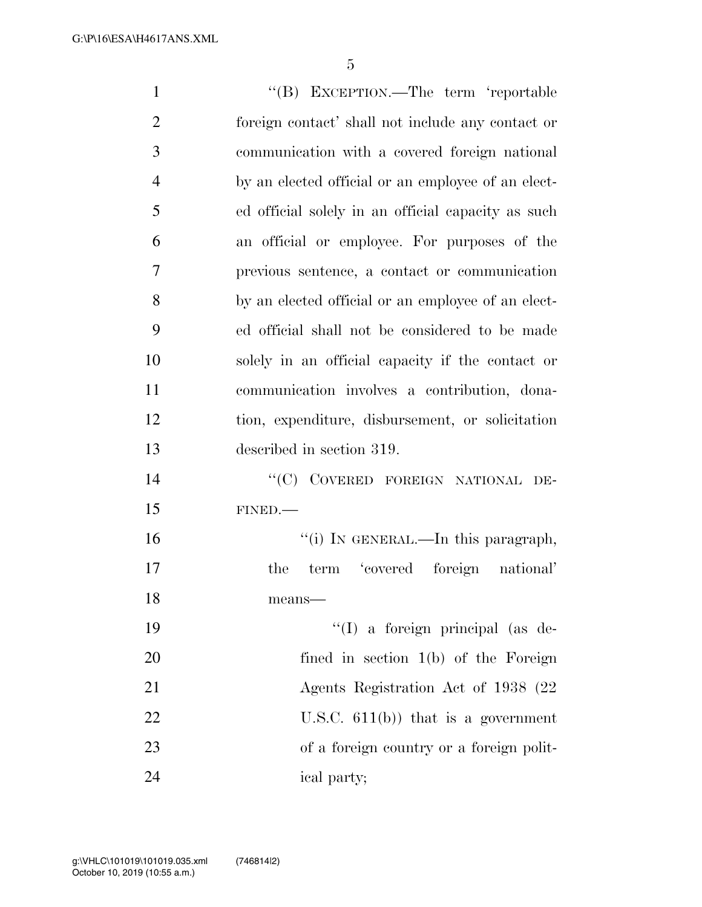"(B) EXCEPTION.—The term 'reportable foreign contact' shall not include any contact or communication with a covered foreign national by an elected official or an employee of an elected official solely in an official capacity as such an official or employee. For purposes of the previous sentence, a contact or communication by an elected official or an employee of an elected official shall not be considered to be made solely in an official capacity if the contact or communication involves a contribution, donation, expenditure, disbursement, or solicitation described in section 319.

"(C) COVERED FOREIGN NATIONAL DEFINED.—

"(i) IN GENERAL.—In this paragraph, the term 'covered foreign national' means—

"(I) a foreign principal (as defined in section 1(b) of the Foreign Agents Registration Act of 1938 (22 U.S.C. 611(b)) that is a government of a foreign country or a foreign political party;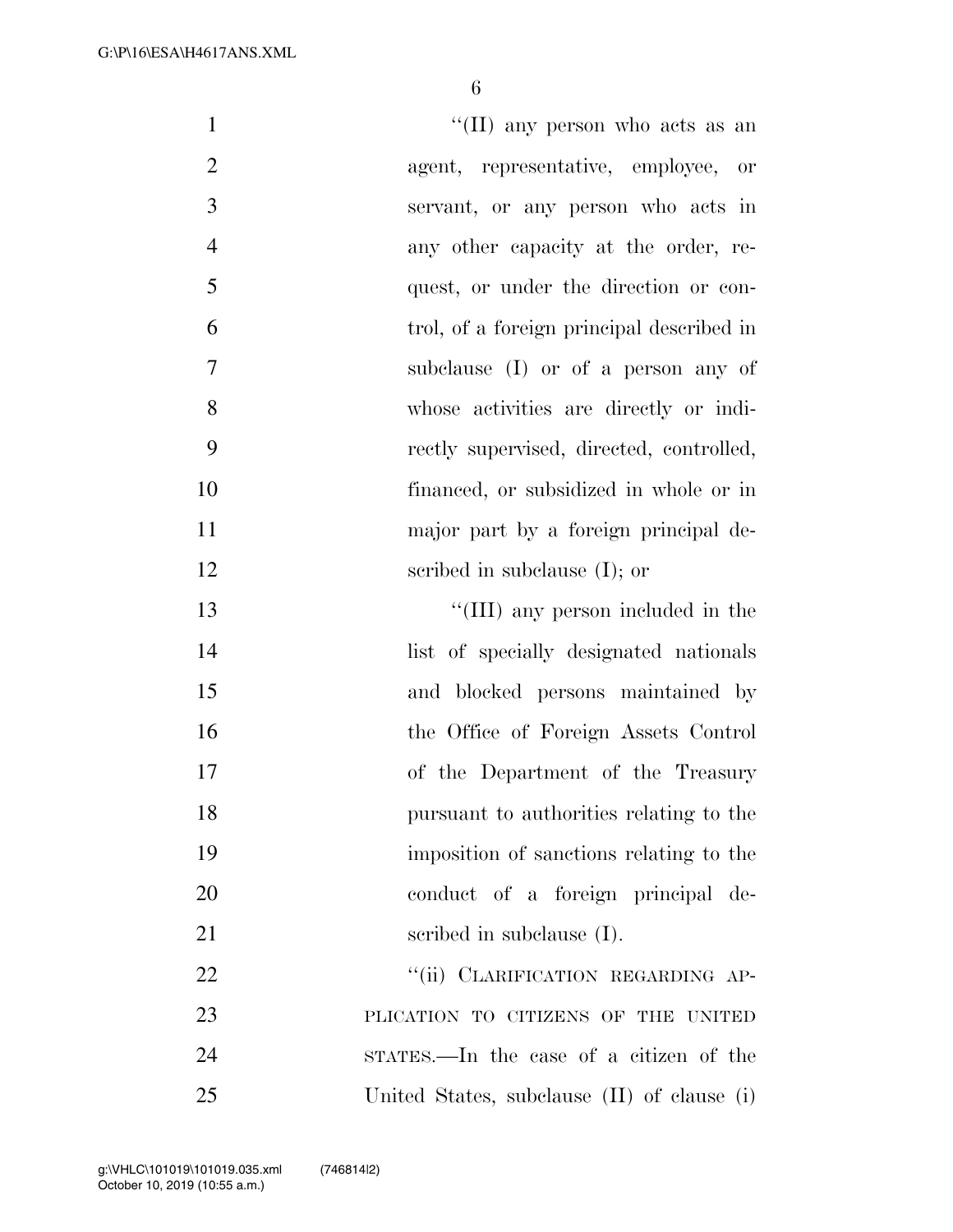"(II) any person who acts as an agent, representative, employee, or servant, or any person who acts in any other capacity at the order, request, or under the direction or control, of a foreign principal described in subclause (I) or of a person any of whose activities are directly or indirectly supervised, directed, controlled, financed, or subsidized in whole or in major part by a foreign principal described in subclause (I); or

"(III) any person included in the list of specially designated nationals and blocked persons maintained by the Office of Foreign Assets Control of the Department of the Treasury pursuant to authorities relating to the imposition of sanctions relating to the conduct of a foreign principal described in subclause (I).

"(ii) CLARIFICATION REGARDING APPLICATION TO CITIZENS OF THE UNITED STATES.—In the case of a citizen of the United States, subclause (II) of clause (i)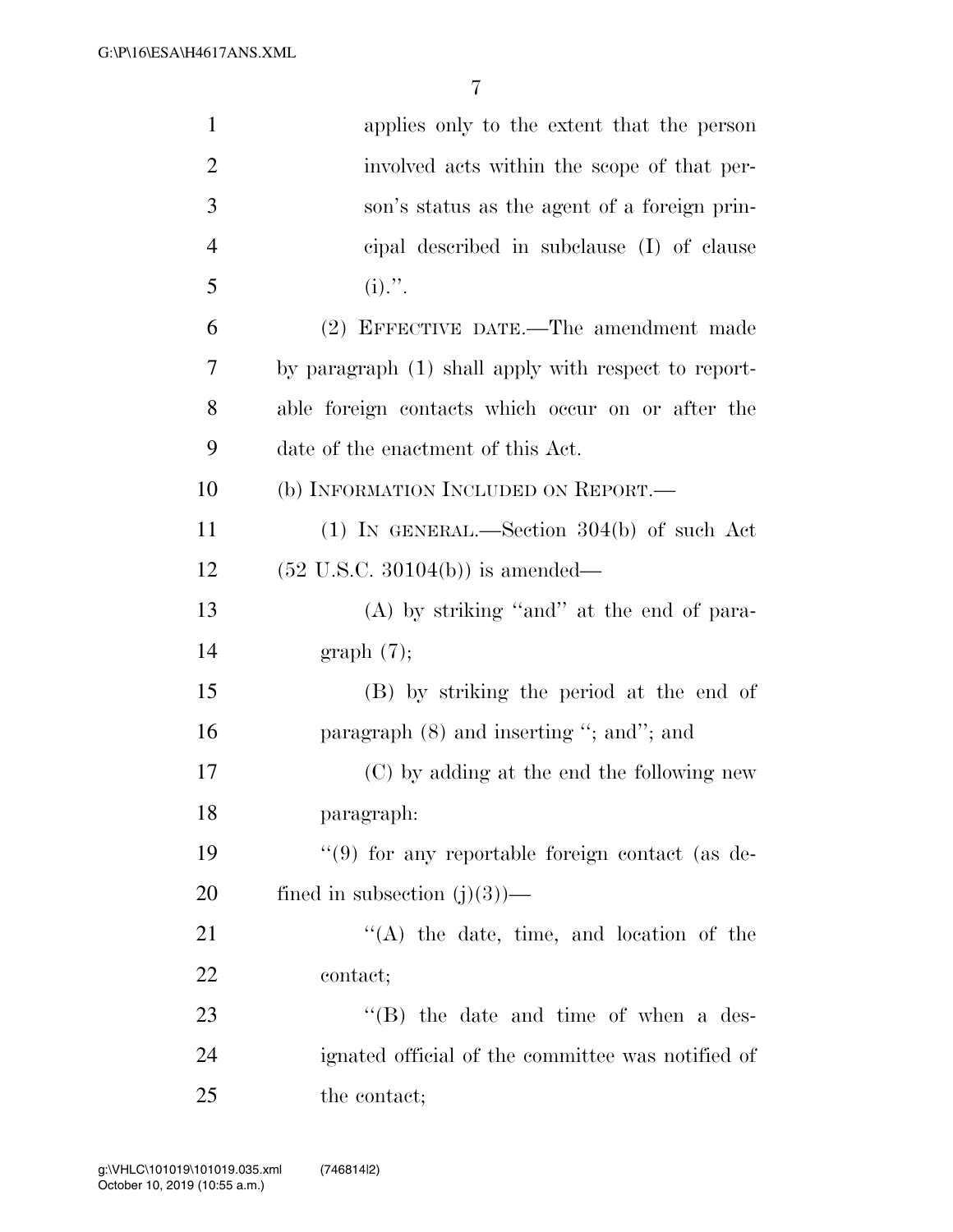applies only to the extent that the person involved acts within the scope of that person's status as the agent of a foreign principal described in subclause (I) of clause (i).''.

(2) EFFECTIVE DATE.—The amendment made by paragraph (1) shall apply with respect to reportable foreign contacts which occur on or after the date of the enactment of this Act.

(b) INFORMATION INCLUDED ON REPORT.—

(1) IN GENERAL.—Section 304(b) of such Act (52 U.S.C. 30104(b)) is amended—

(A) by striking ''and'' at the end of paragraph (7);

(B) by striking the period at the end of paragraph (8) and inserting ''; and''; and

(C) by adding at the end the following new paragraph:

''(9) for any reportable foreign contact (as defined in subsection (j)(3))—

''(A) the date, time, and location of the contact;

''(B) the date and time of when a designated official of the committee was notified of the contact;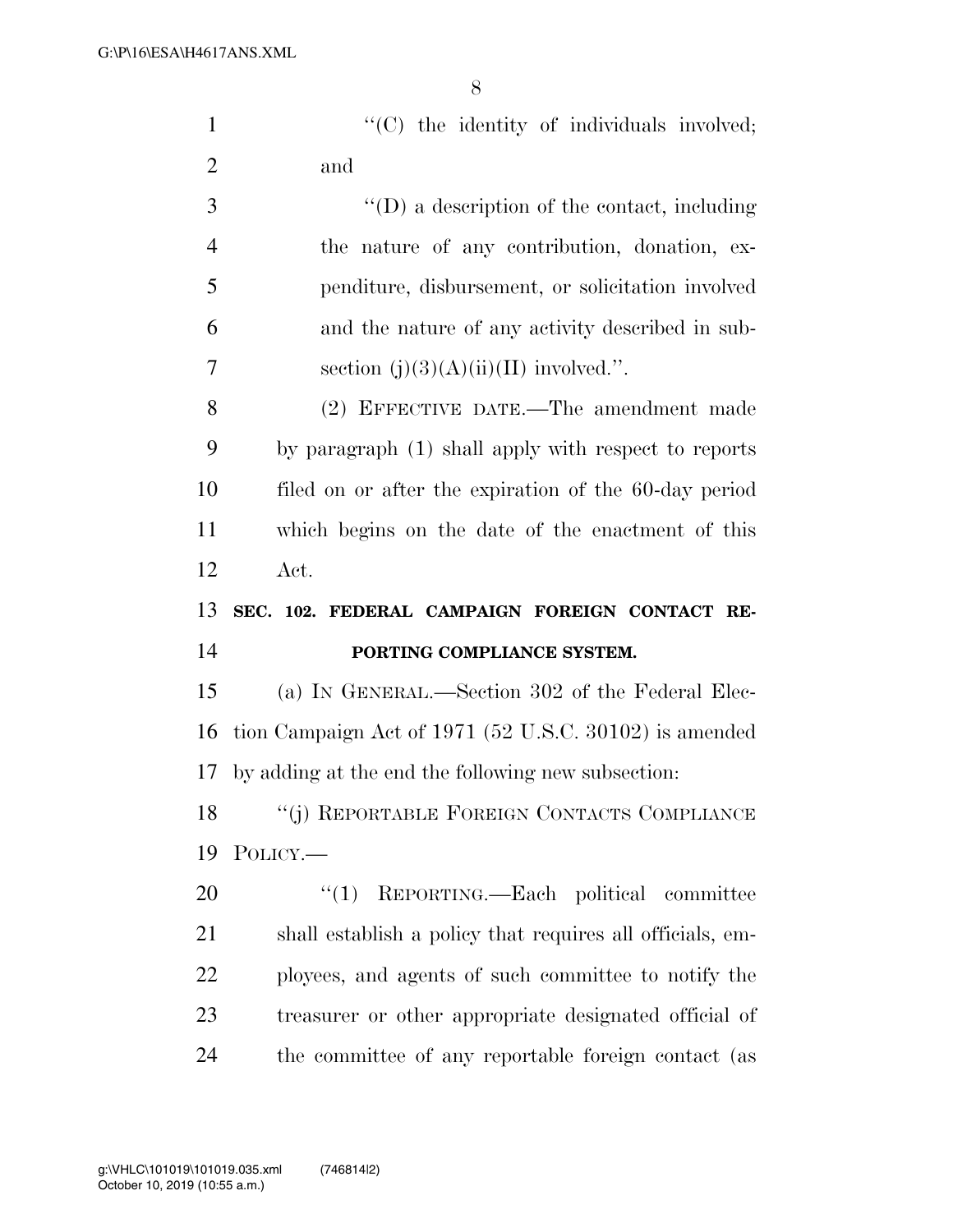"(C) the identity of individuals involved; and

"(D) a description of the contact, including the nature of any contribution, donation, expenditure, disbursement, or solicitation involved and the nature of any activity described in subsection (j)(3)(A)(ii)(II) involved.".

(2) EFFECTIVE DATE.—The amendment made by paragraph (1) shall apply with respect to reports filed on or after the expiration of the 60-day period which begins on the date of the enactment of this Act.

**SEC. 102. FEDERAL CAMPAIGN FOREIGN CONTACT REPORTING COMPLIANCE SYSTEM.**

(a) IN GENERAL.—Section 302 of the Federal Election Campaign Act of 1971 (52 U.S.C. 30102) is amended by adding at the end the following new subsection:

"(j) REPORTABLE FOREIGN CONTACTS COMPLIANCE POLICY.—

"(1) REPORTING.—Each political committee shall establish a policy that requires all officials, employees, and agents of such committee to notify the treasurer or other appropriate designated official of the committee of any reportable foreign contact (as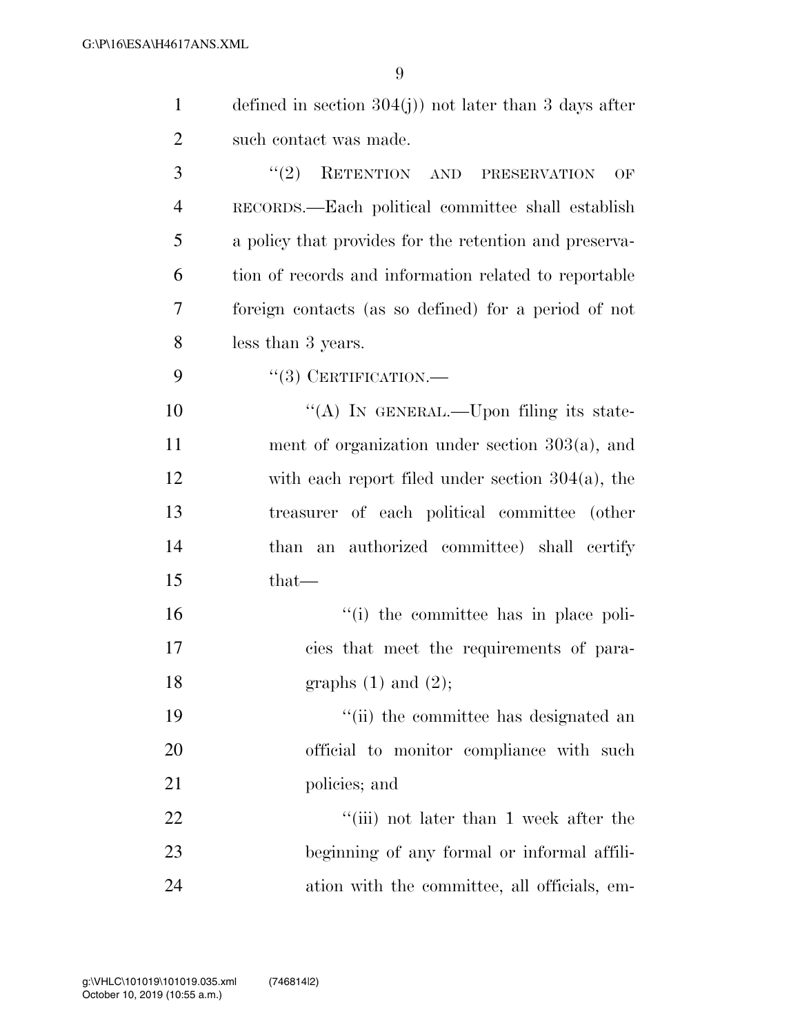defined in section 304(j)) not later than 3 days after such contact was made.

"(2) RETENTION AND PRESERVATION OF RECORDS.—Each political committee shall establish a policy that provides for the retention and preservation of records and information related to reportable foreign contacts (as so defined) for a period of not less than 3 years.

"(3) CERTIFICATION.—

"(A) IN GENERAL.—Upon filing its statement of organization under section 303(a), and with each report filed under section 304(a), the treasurer of each political committee (other than an authorized committee) shall certify that—

"(i) the committee has in place policies that meet the requirements of paragraphs (1) and (2);

"(ii) the committee has designated an official to monitor compliance with such policies; and

"(iii) not later than 1 week after the beginning of any formal or informal affiliation with the committee, all officials, em-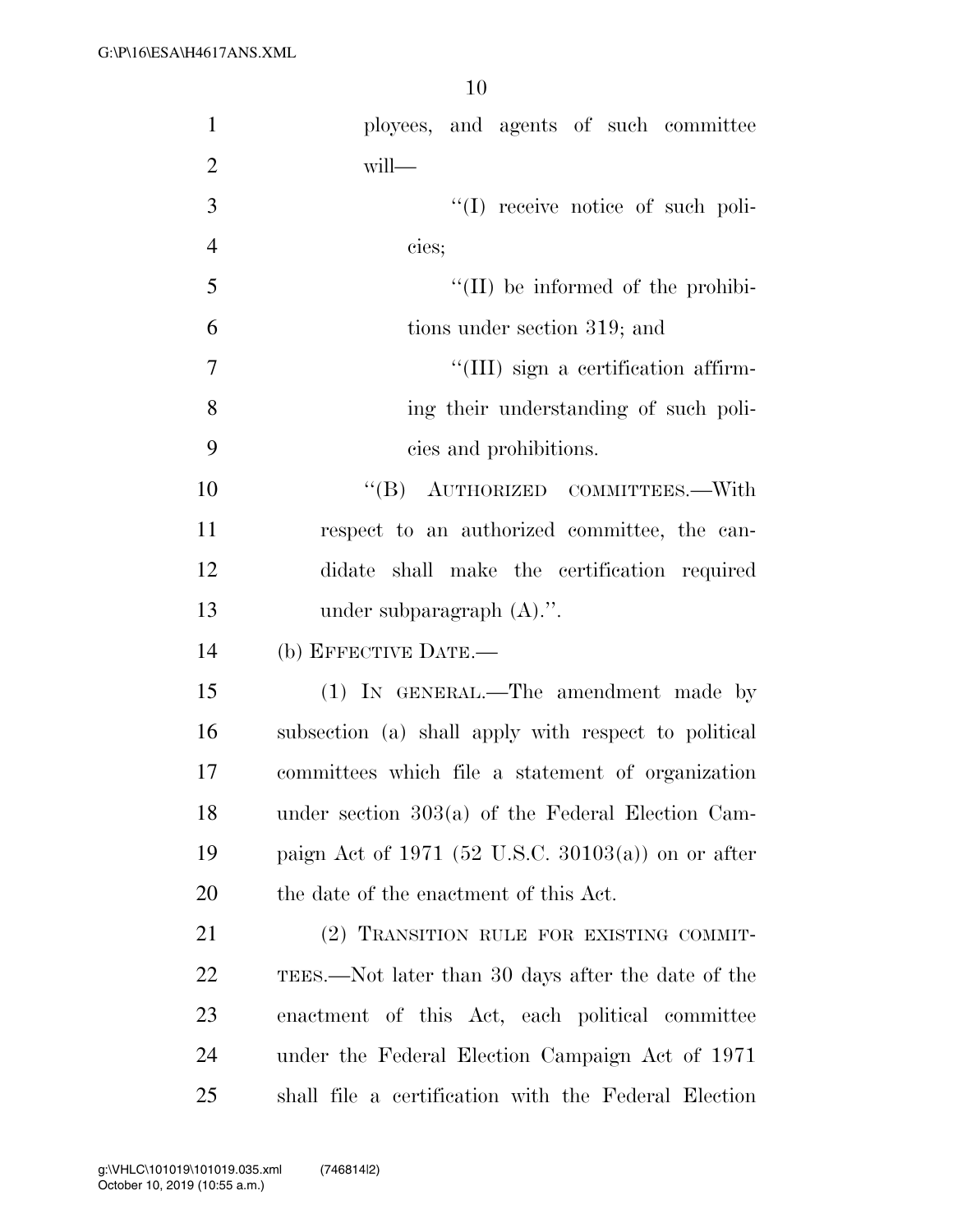ployees, and agents of such committee will—

''(I) receive notice of such policies;

''(II) be informed of the prohibitions under section 319; and

''(III) sign a certification affirming their understanding of such policies and prohibitions.

''(B) AUTHORIZED COMMITTEES.—With respect to an authorized committee, the candidate shall make the certification required under subparagraph (A).''.

(b) EFFECTIVE DATE.—

(1) IN GENERAL.—The amendment made by subsection (a) shall apply with respect to political committees which file a statement of organization under section 303(a) of the Federal Election Campaign Act of 1971 (52 U.S.C. 30103(a)) on or after the date of the enactment of this Act.

(2) TRANSITION RULE FOR EXISTING COMMITTEES.—Not later than 30 days after the date of the enactment of this Act, each political committee under the Federal Election Campaign Act of 1971 shall file a certification with the Federal Election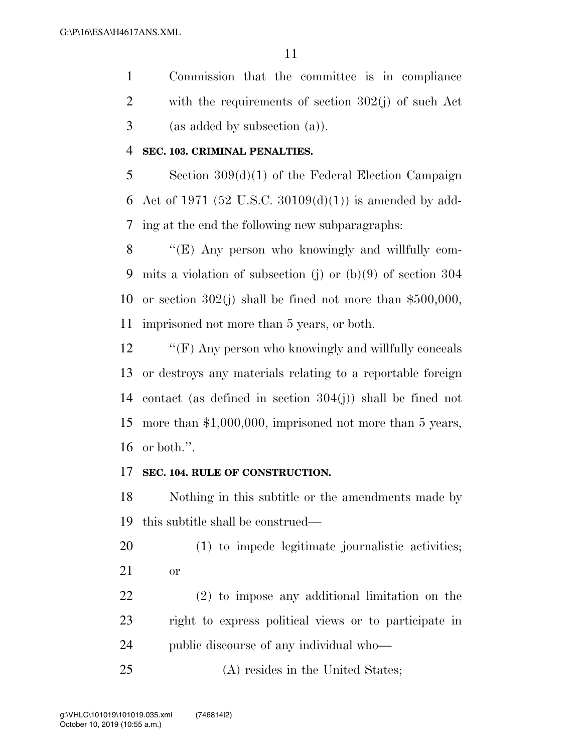Commission that the committee is in compliance with the requirements of section 302(j) of such Act (as added by subsection (a)).

**SEC. 103. CRIMINAL PENALTIES.**

Section 309(d)(1) of the Federal Election Campaign Act of 1971 (52 U.S.C. 30109(d)(1)) is amended by adding at the end the following new subparagraphs:

''(E) Any person who knowingly and willfully commits a violation of subsection (j) or (b)(9) of section 304 or section 302(j) shall be fined not more than $500,000, imprisoned not more than 5 years, or both.

''(F) Any person who knowingly and willfully conceals or destroys any materials relating to a reportable foreign contact (as defined in section 304(j)) shall be fined not more than $1,000,000, imprisoned not more than 5 years, or both.''.

**SEC. 104. RULE OF CONSTRUCTION.**

Nothing in this subtitle or the amendments made by this subtitle shall be construed—

(1) to impede legitimate journalistic activities; or

(2) to impose any additional limitation on the right to express political views or to participate in public discourse of any individual who—

(A) resides in the United States;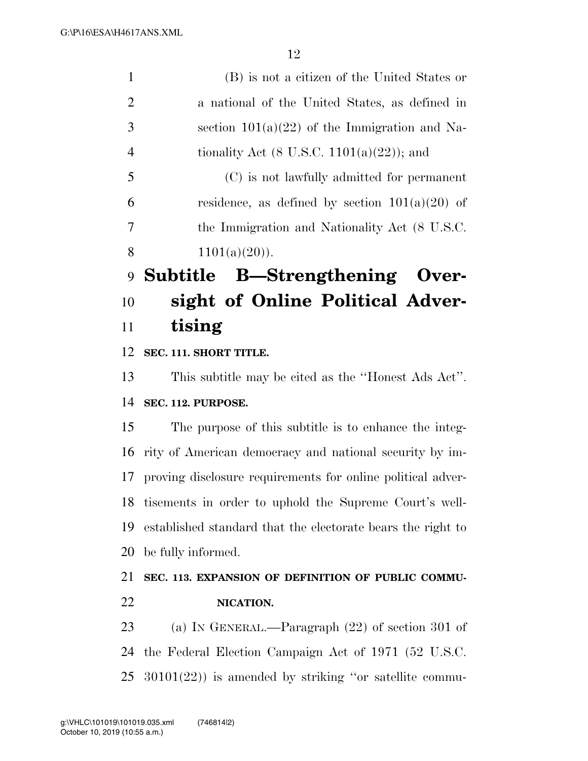(B) is not a citizen of the United States or a national of the United States, as defined in section 101(a)(22) of the Immigration and Nationality Act (8 U.S.C. 1101(a)(22)); and

(C) is not lawfully admitted for permanent residence, as defined by section 101(a)(20) of the Immigration and Nationality Act (8 U.S.C. 1101(a)(20)).

## Subtitle B—Strengthening Oversight of Online Political Advertising

**SEC. 111. SHORT TITLE.**

This subtitle may be cited as the ''Honest Ads Act''.

**SEC. 112. PURPOSE.**

The purpose of this subtitle is to enhance the integrity of American democracy and national security by improving disclosure requirements for online political advertisements in order to uphold the Supreme Court's well-established standard that the electorate bears the right to be fully informed.

**SEC. 113. EXPANSION OF DEFINITION OF PUBLIC COMMUNICATION.**

(a) IN GENERAL.—Paragraph (22) of section 301 of the Federal Election Campaign Act of 1971 (52 U.S.C. 30101(22)) is amended by striking ''or satellite commu-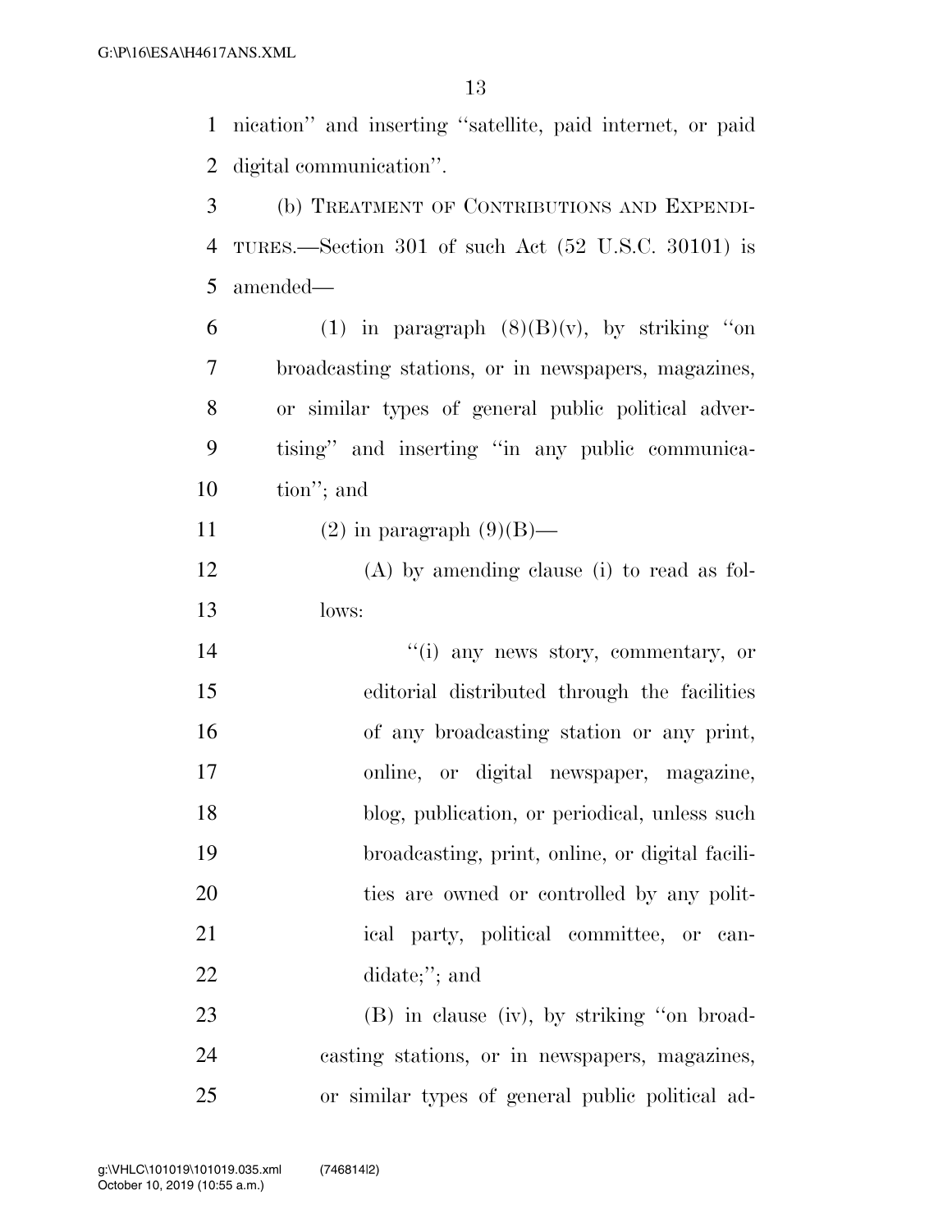nication'' and inserting ''satellite, paid internet, or paid digital communication''.

(b) TREATMENT OF CONTRIBUTIONS AND EXPENDITURES.—Section 301 of such Act (52 U.S.C. 30101) is amended—

(1) in paragraph (8)(B)(v), by striking ''on broadcasting stations, or in newspapers, magazines, or similar types of general public political advertising'' and inserting ''in any public communication''; and

(2) in paragraph (9)(B)—

(A) by amending clause (i) to read as follows:

''(i) any news story, commentary, or editorial distributed through the facilities of any broadcasting station or any print, online, or digital newspaper, magazine, blog, publication, or periodical, unless such broadcasting, print, online, or digital facilities are owned or controlled by any political party, political committee, or candidate;''; and

(B) in clause (iv), by striking ''on broadcasting stations, or in newspapers, magazines, or similar types of general public political ad-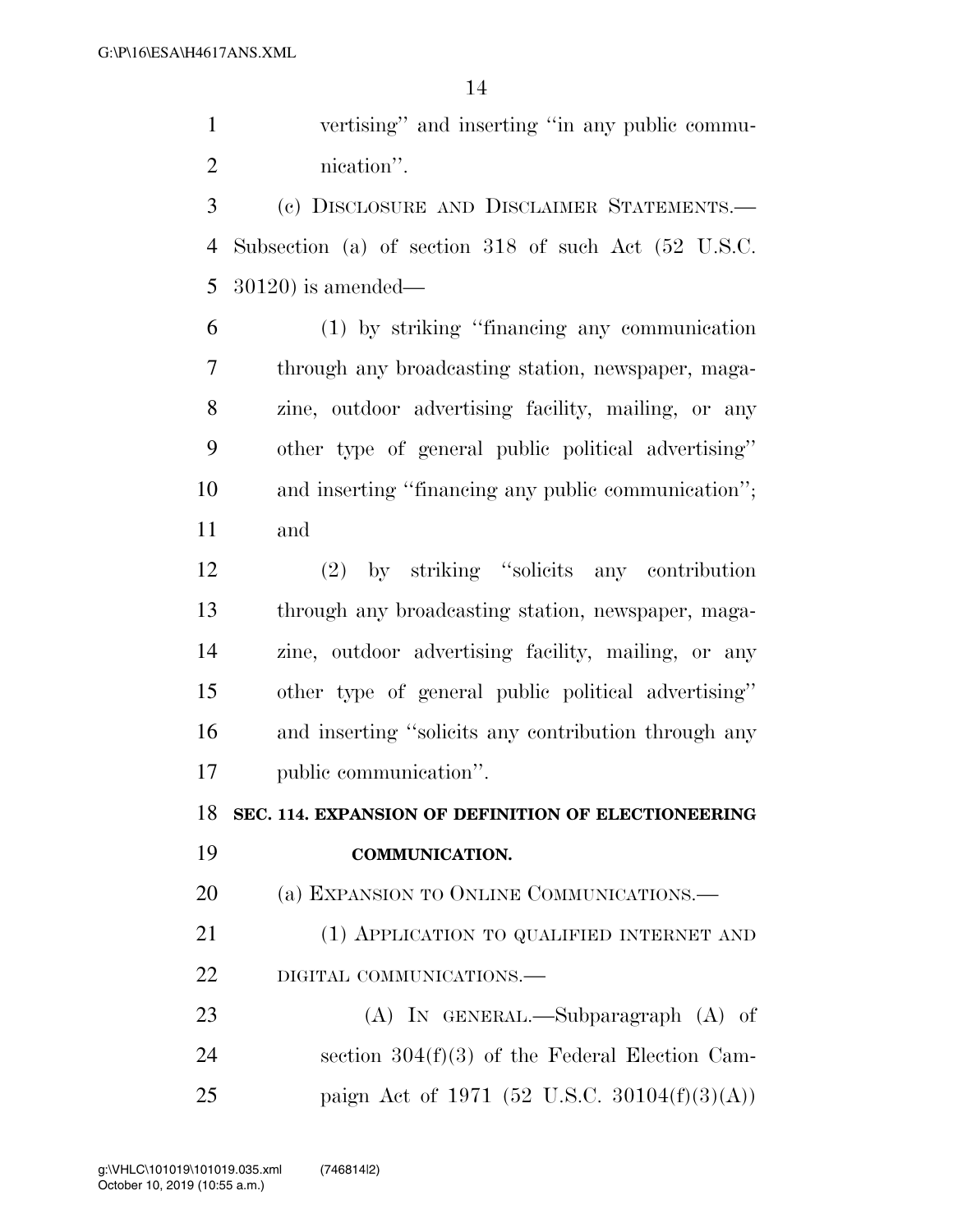vertising'' and inserting ''in any public communication''.

(c) DISCLOSURE AND DISCLAIMER STATEMENTS.—Subsection (a) of section 318 of such Act (52 U.S.C. 30120) is amended—

(1) by striking ''financing any communication through any broadcasting station, newspaper, magazine, outdoor advertising facility, mailing, or any other type of general public political advertising'' and inserting ''financing any public communication''; and

(2) by striking ''solicits any contribution through any broadcasting station, newspaper, magazine, outdoor advertising facility, mailing, or any other type of general public political advertising'' and inserting ''solicits any contribution through any public communication''.

**SEC. 114. EXPANSION OF DEFINITION OF ELECTIONEERING COMMUNICATION.**

(a) EXPANSION TO ONLINE COMMUNICATIONS.—

(1) APPLICATION TO QUALIFIED INTERNET AND DIGITAL COMMUNICATIONS.—

(A) IN GENERAL.—Subparagraph (A) of section 304(f)(3) of the Federal Election Campaign Act of 1971 (52 U.S.C. 30104(f)(3)(A))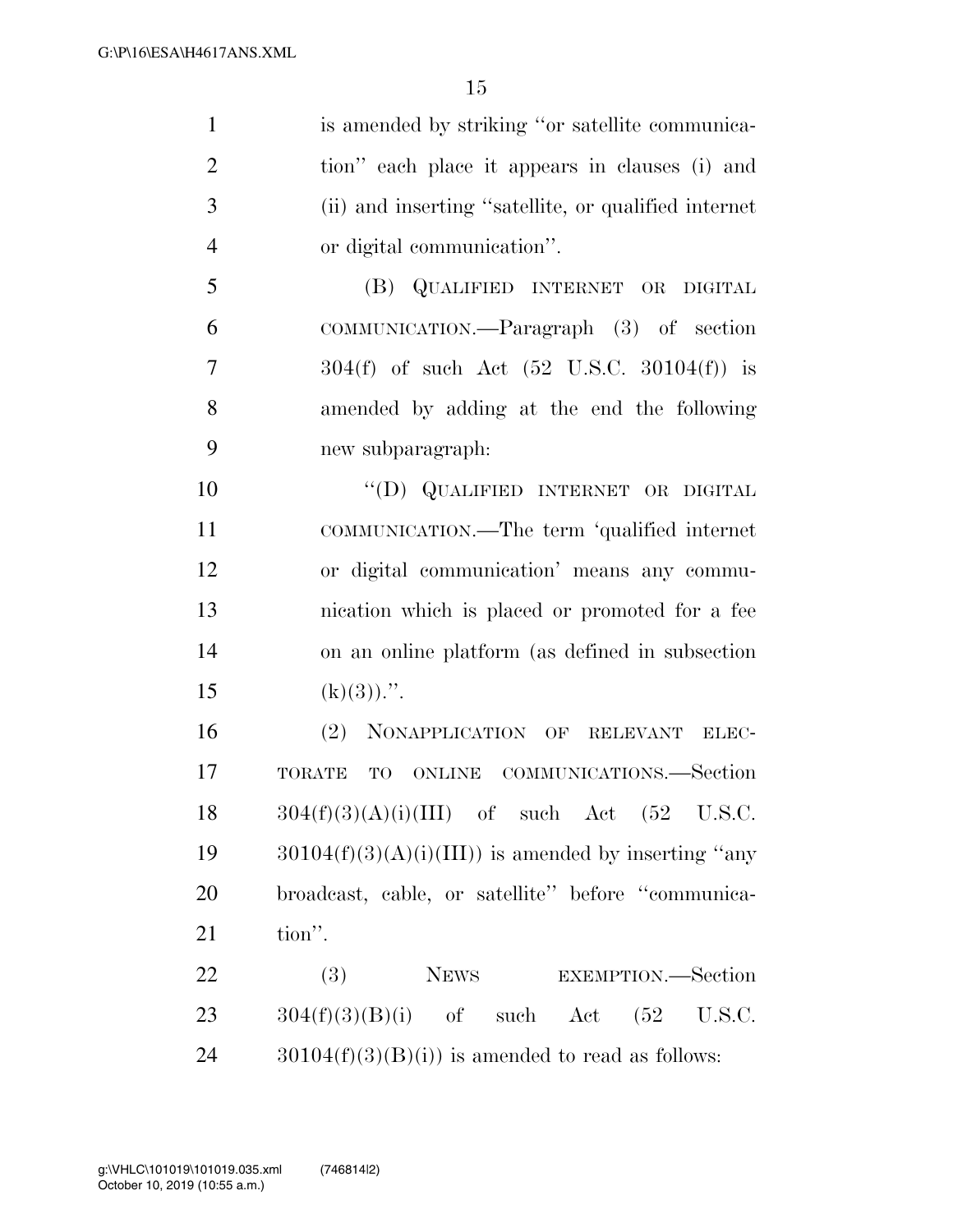is amended by striking "or satellite communication" each place it appears in clauses (i) and (ii) and inserting "satellite, or qualified internet or digital communication".

(B) QUALIFIED INTERNET OR DIGITAL COMMUNICATION.—Paragraph (3) of section 304(f) of such Act (52 U.S.C. 30104(f)) is amended by adding at the end the following new subparagraph:

"(D) QUALIFIED INTERNET OR DIGITAL COMMUNICATION.—The term 'qualified internet or digital communication' means any communication which is placed or promoted for a fee on an online platform (as defined in subsection (k)(3)).".

(2) NONAPPLICATION OF RELEVANT ELECTORATE TO ONLINE COMMUNICATIONS.—Section 304(f)(3)(A)(i)(III) of such Act (52 U.S.C. 30104(f)(3)(A)(i)(III)) is amended by inserting "any broadcast, cable, or satellite" before "communication".

(3) NEWS EXEMPTION.—Section 304(f)(3)(B)(i) of such Act (52 U.S.C. 30104(f)(3)(B)(i)) is amended to read as follows: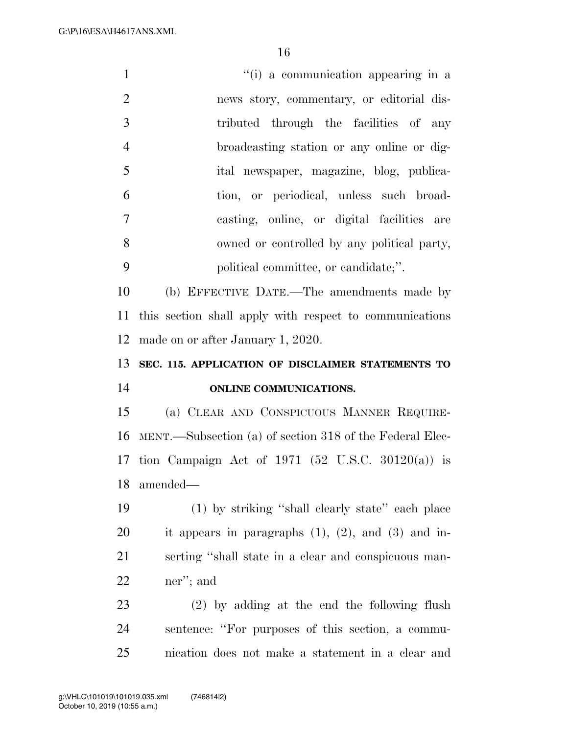"(i) a communication appearing in a news story, commentary, or editorial distributed through the facilities of any broadcasting station or any online or digital newspaper, magazine, blog, publication, or periodical, unless such broadcasting, online, or digital facilities are owned or controlled by any political party, political committee, or candidate;".

(b) EFFECTIVE DATE.—The amendments made by this section shall apply with respect to communications made on or after January 1, 2020.

**SEC. 115. APPLICATION OF DISCLAIMER STATEMENTS TO ONLINE COMMUNICATIONS.**

(a) CLEAR AND CONSPICUOUS MANNER REQUIREMENT.—Subsection (a) of section 318 of the Federal Election Campaign Act of 1971 (52 U.S.C. 30120(a)) is amended—

(1) by striking "shall clearly state" each place it appears in paragraphs (1), (2), and (3) and inserting "shall state in a clear and conspicuous manner"; and

(2) by adding at the end the following flush sentence: "For purposes of this section, a communication does not make a statement in a clear and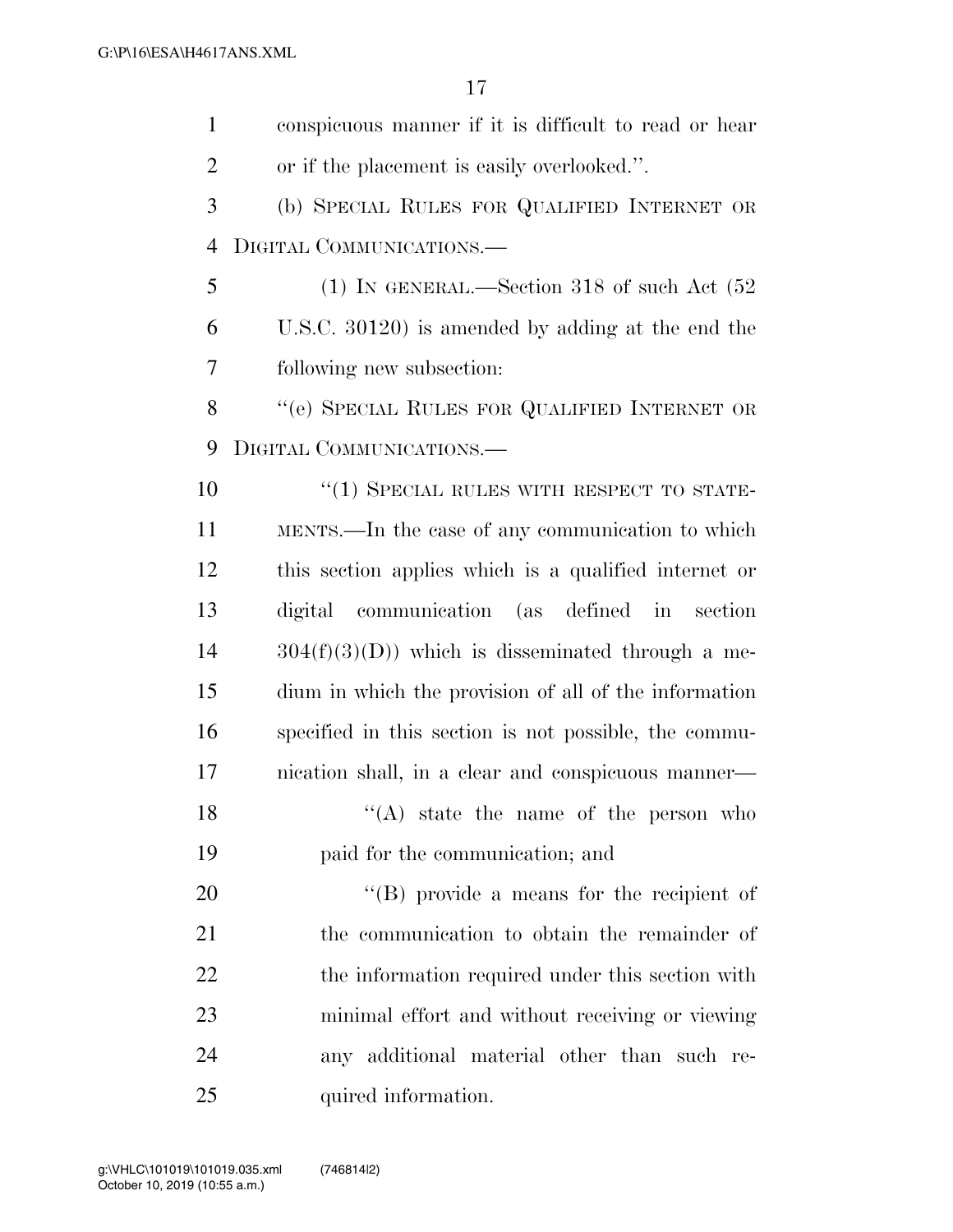conspicuous manner if it is difficult to read or hear or if the placement is easily overlooked.''.

(b) SPECIAL RULES FOR QUALIFIED INTERNET OR DIGITAL COMMUNICATIONS.—

(1) IN GENERAL.—Section 318 of such Act (52 U.S.C. 30120) is amended by adding at the end the following new subsection:

''(e) SPECIAL RULES FOR QUALIFIED INTERNET OR DIGITAL COMMUNICATIONS.—

''(1) SPECIAL RULES WITH RESPECT TO STATEMENTS.—In the case of any communication to which this section applies which is a qualified internet or digital communication (as defined in section 304(f)(3)(D)) which is disseminated through a medium in which the provision of all of the information specified in this section is not possible, the communication shall, in a clear and conspicuous manner—

''(A) state the name of the person who paid for the communication; and

''(B) provide a means for the recipient of the communication to obtain the remainder of the information required under this section with minimal effort and without receiving or viewing any additional material other than such required information.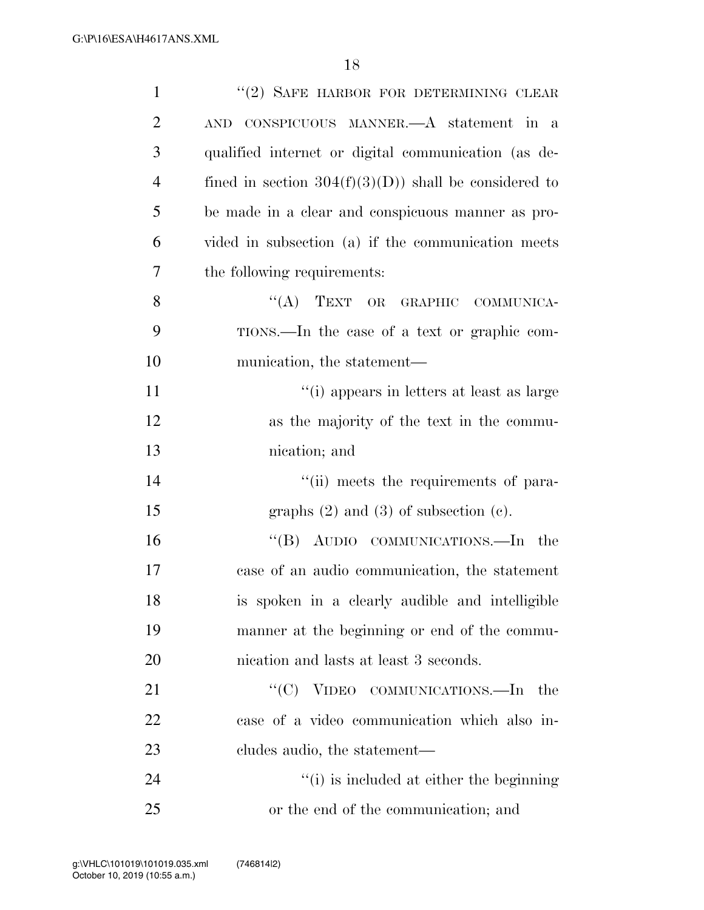"(2) SAFE HARBOR FOR DETERMINING CLEAR AND CONSPICUOUS MANNER.—A statement in a qualified internet or digital communication (as defined in section 304(f)(3)(D)) shall be considered to be made in a clear and conspicuous manner as provided in subsection (a) if the communication meets the following requirements:

"(A) TEXT OR GRAPHIC COMMUNICATIONS.—In the case of a text or graphic communication, the statement—

"(i) appears in letters at least as large as the majority of the text in the communication; and

"(ii) meets the requirements of paragraphs (2) and (3) of subsection (c).

"(B) AUDIO COMMUNICATIONS.—In the case of an audio communication, the statement is spoken in a clearly audible and intelligible manner at the beginning or end of the communication and lasts at least 3 seconds.

"(C) VIDEO COMMUNICATIONS.—In the case of a video communication which also includes audio, the statement—

"(i) is included at either the beginning or the end of the communication; and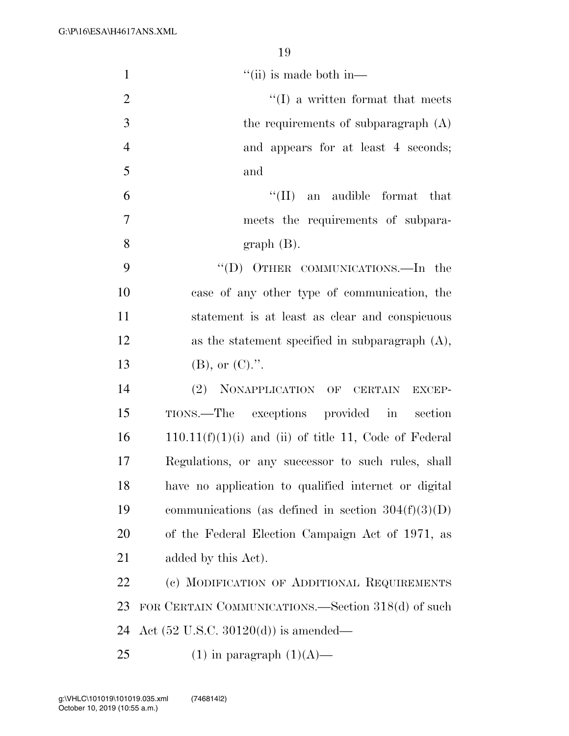"(ii) is made both in—

"(I) a written format that meets the requirements of subparagraph (A) and appears for at least 4 seconds; and

"(II) an audible format that meets the requirements of subparagraph (B).

"(D) OTHER COMMUNICATIONS.—In the case of any other type of communication, the statement is at least as clear and conspicuous as the statement specified in subparagraph (A), (B), or (C).".

(2) NONAPPLICATION OF CERTAIN EXCEPTIONS.—The exceptions provided in section 110.11(f)(1)(i) and (ii) of title 11, Code of Federal Regulations, or any successor to such rules, shall have no application to qualified internet or digital communications (as defined in section 304(f)(3)(D) of the Federal Election Campaign Act of 1971, as added by this Act).

(c) MODIFICATION OF ADDITIONAL REQUIREMENTS FOR CERTAIN COMMUNICATIONS.—Section 318(d) of such Act (52 U.S.C. 30120(d)) is amended—

(1) in paragraph (1)(A)—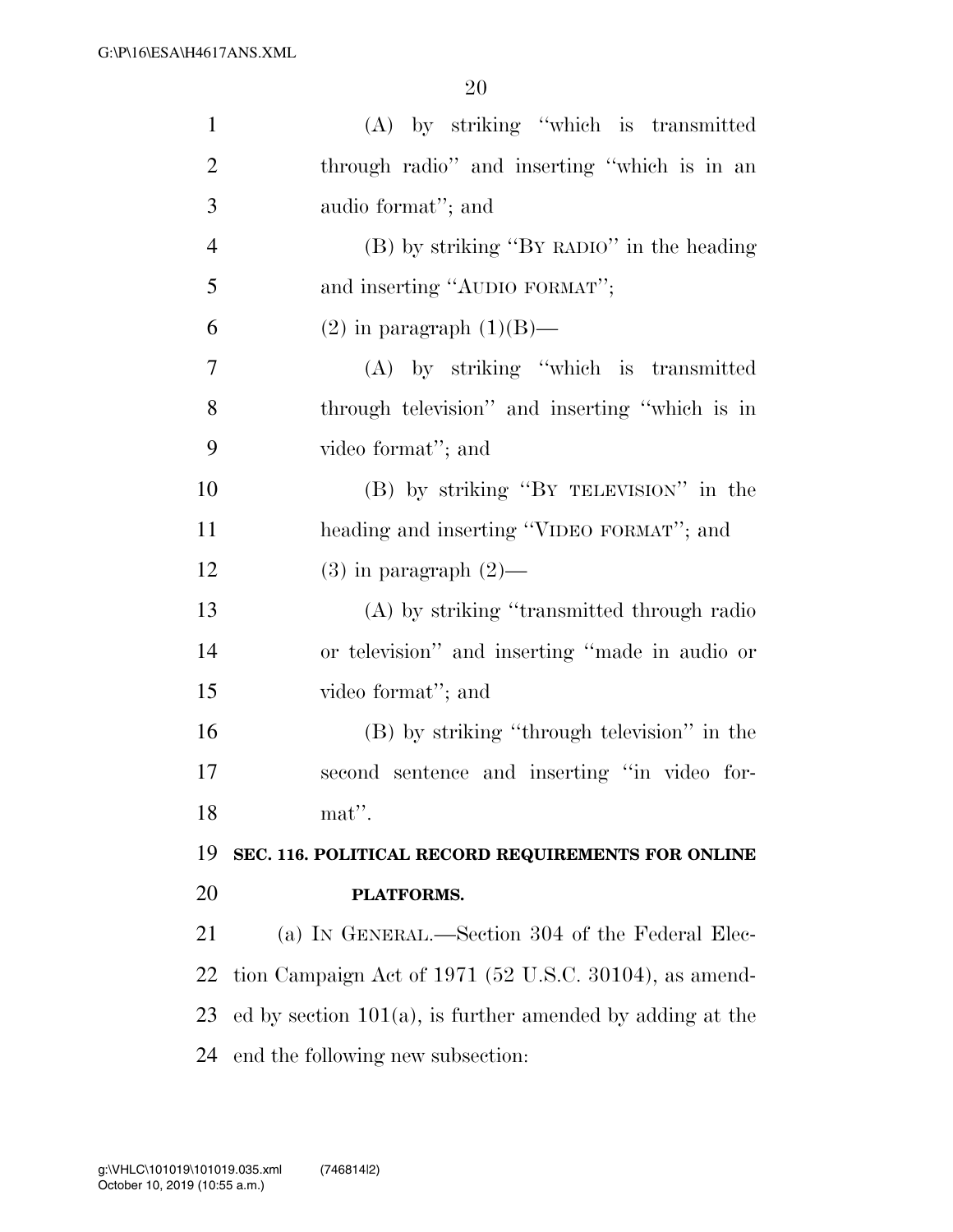(A) by striking "which is transmitted through radio" and inserting "which is in an audio format"; and

(B) by striking "BY RADIO" in the heading and inserting "AUDIO FORMAT";

(2) in paragraph (1)(B)—

(A) by striking "which is transmitted through television" and inserting "which is in video format"; and

(B) by striking "BY TELEVISION" in the heading and inserting "VIDEO FORMAT"; and

(3) in paragraph (2)—

(A) by striking "transmitted through radio or television" and inserting "made in audio or video format"; and

(B) by striking "through television" in the second sentence and inserting "in video format".

**SEC. 116. POLITICAL RECORD REQUIREMENTS FOR ONLINE PLATFORMS.**

(a) IN GENERAL.—Section 304 of the Federal Election Campaign Act of 1971 (52 U.S.C. 30104), as amended by section 101(a), is further amended by adding at the end the following new subsection: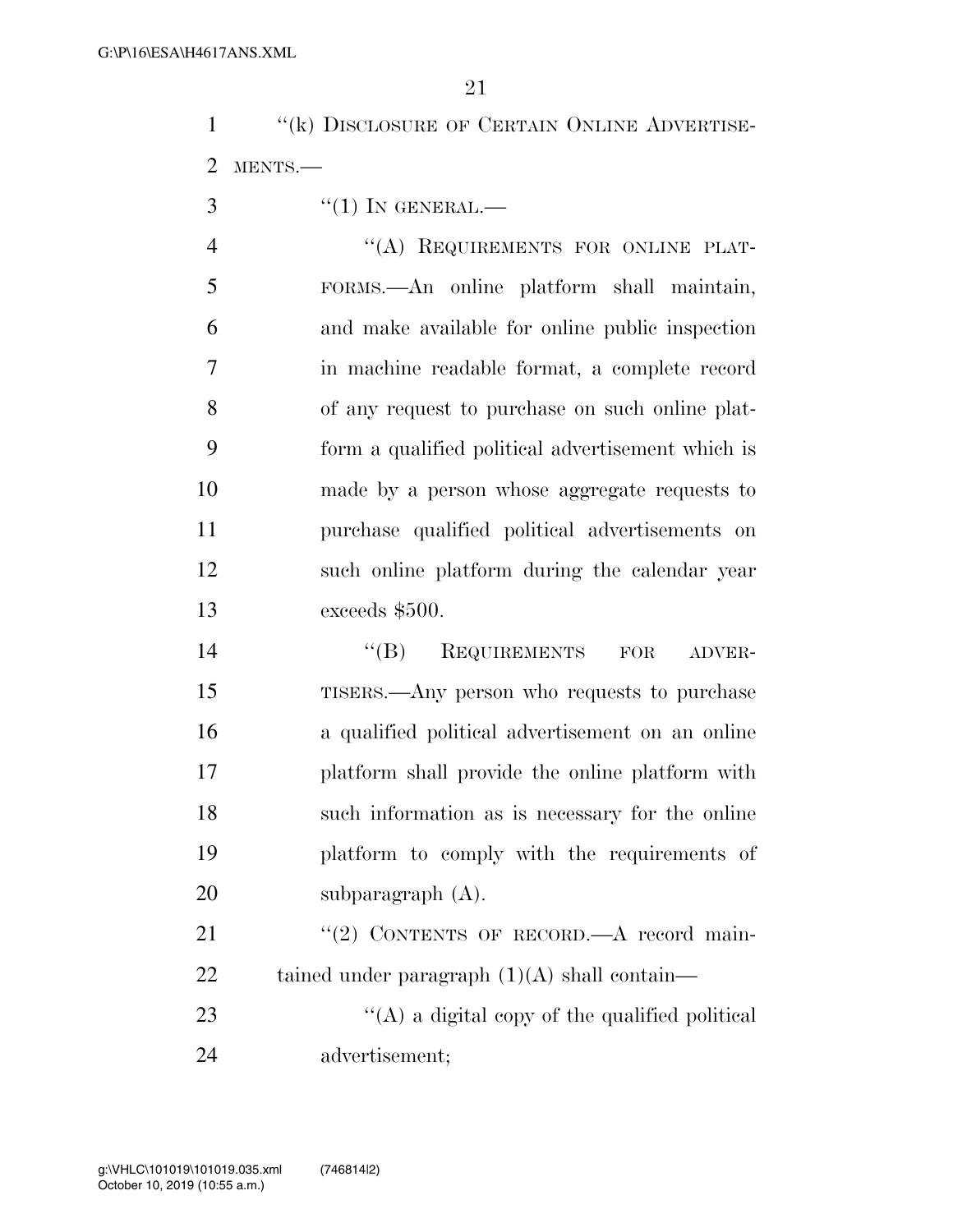"(k) DISCLOSURE OF CERTAIN ONLINE ADVERTISEMENTS.—

"(1) IN GENERAL.—

"(A) REQUIREMENTS FOR ONLINE PLATFORMS.—An online platform shall maintain, and make available for online public inspection in machine readable format, a complete record of any request to purchase on such online platform a qualified political advertisement which is made by a person whose aggregate requests to purchase qualified political advertisements on such online platform during the calendar year exceeds $500.

"(B) REQUIREMENTS FOR ADVERTISERS.—Any person who requests to purchase a qualified political advertisement on an online platform shall provide the online platform with such information as is necessary for the online platform to comply with the requirements of subparagraph (A).

"(2) CONTENTS OF RECORD.—A record maintained under paragraph (1)(A) shall contain—

"(A) a digital copy of the qualified political advertisement;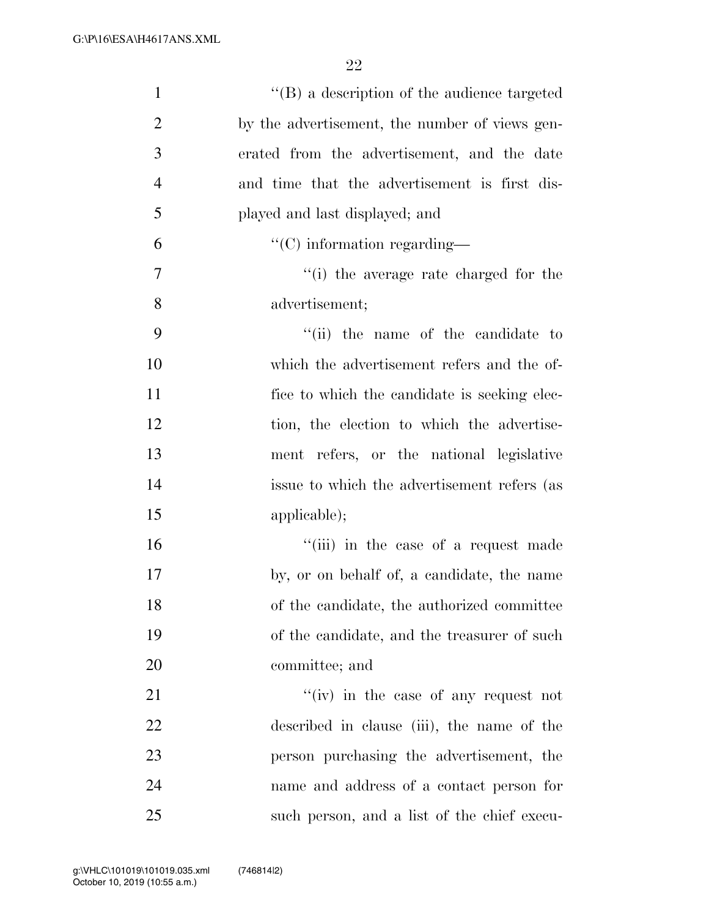"(B) a description of the audience targeted by the advertisement, the number of views generated from the advertisement, and the date and time that the advertisement is first displayed and last displayed; and

"(C) information regarding—

"(i) the average rate charged for the advertisement;

"(ii) the name of the candidate to which the advertisement refers and the office to which the candidate is seeking election, the election to which the advertisement refers, or the national legislative issue to which the advertisement refers (as applicable);

"(iii) in the case of a request made by, or on behalf of, a candidate, the name of the candidate, the authorized committee of the candidate, and the treasurer of such committee; and

"(iv) in the case of any request not described in clause (iii), the name of the person purchasing the advertisement, the name and address of a contact person for such person, and a list of the chief execu-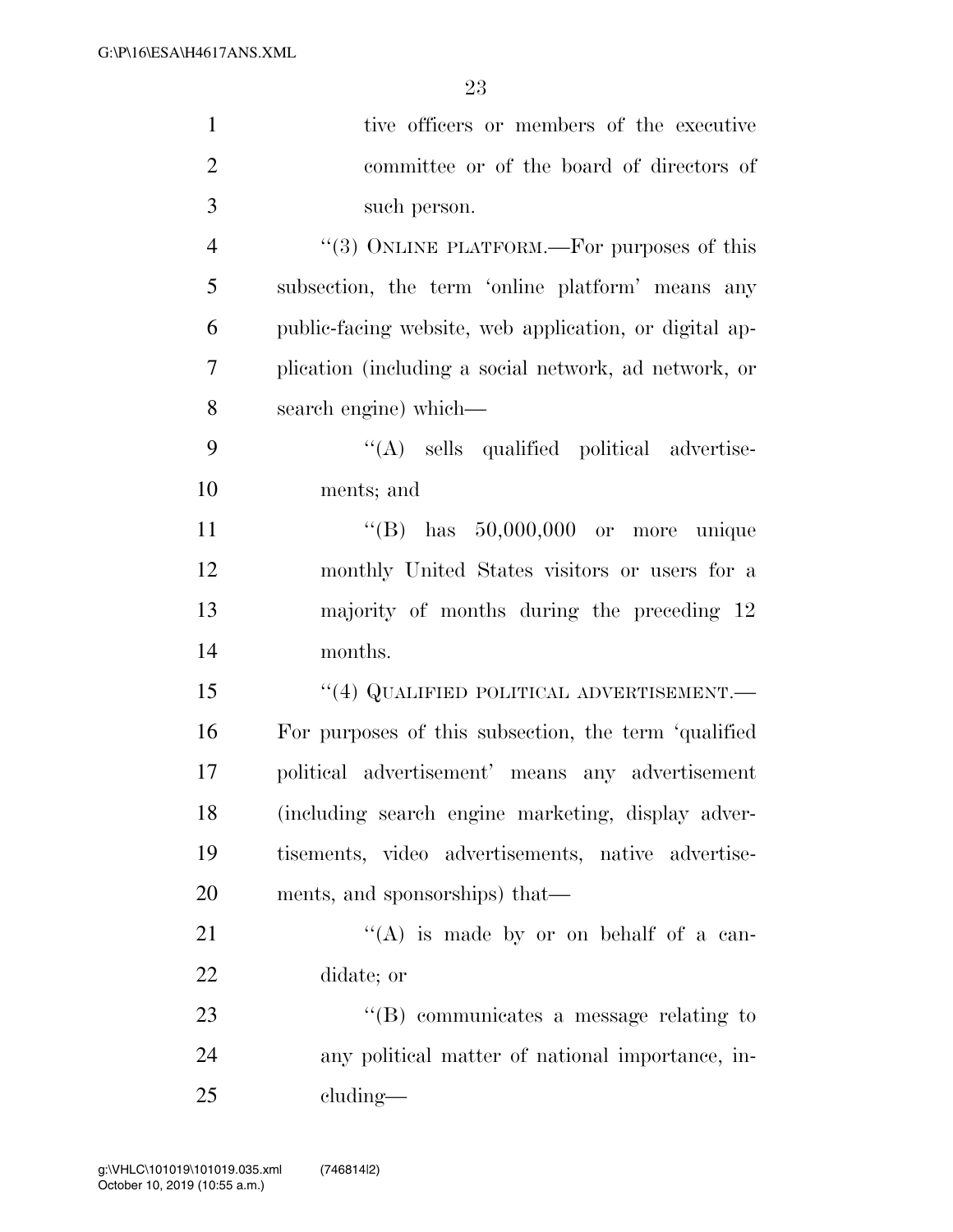tive officers or members of the executive committee or of the board of directors of such person.

“(3) ONLINE PLATFORM.—For purposes of this subsection, the term ‘online platform’ means any public-facing website, web application, or digital application (including a social network, ad network, or search engine) which—

“(A) sells qualified political advertisements; and

“(B) has 50,000,000 or more unique monthly United States visitors or users for a majority of months during the preceding 12 months.

“(4) QUALIFIED POLITICAL ADVERTISEMENT.—For purposes of this subsection, the term ‘qualified political advertisement’ means any advertisement (including search engine marketing, display advertisements, video advertisements, native advertisements, and sponsorships) that—

“(A) is made by or on behalf of a candidate; or

“(B) communicates a message relating to any political matter of national importance, including—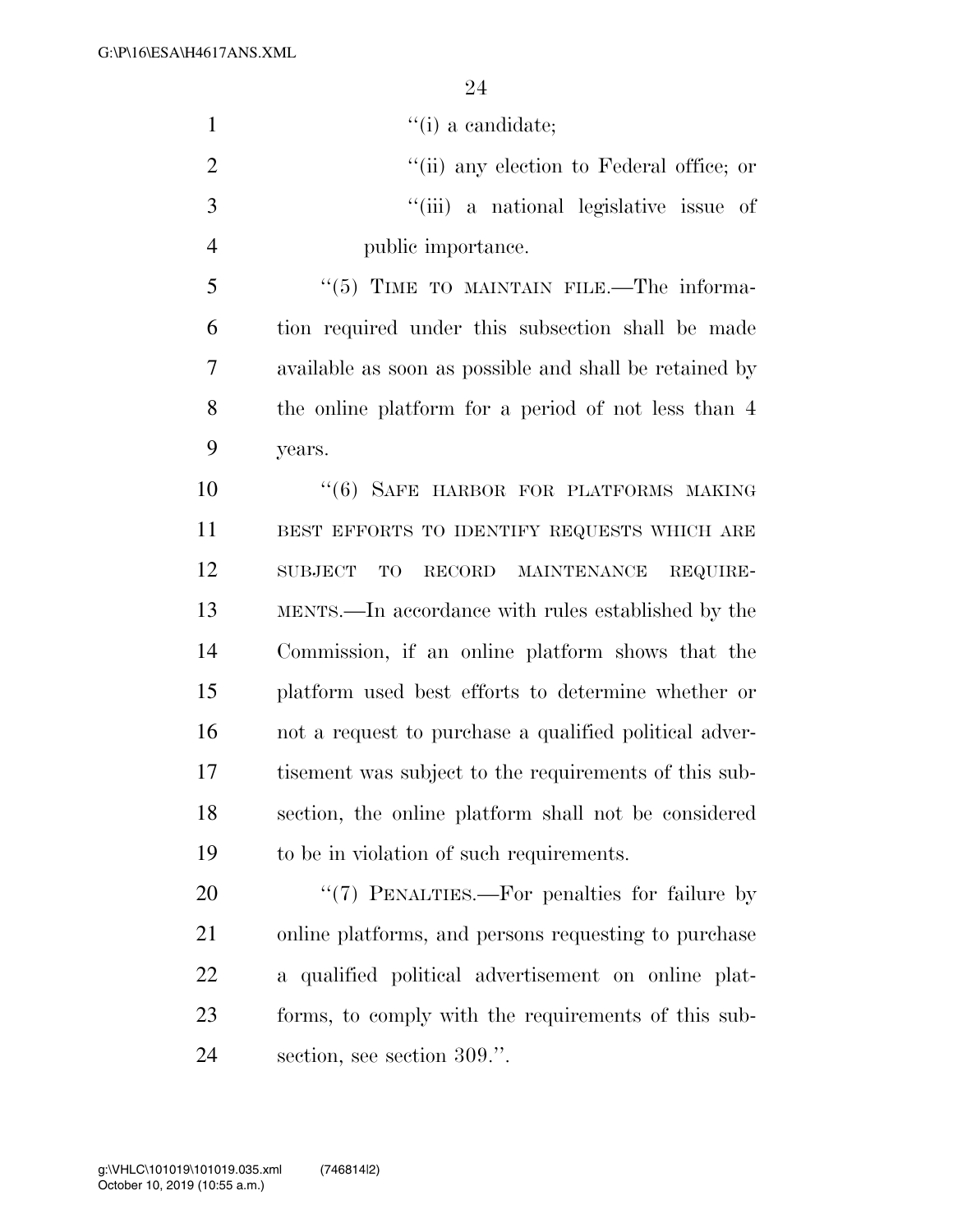"(i) a candidate;

"(ii) any election to Federal office; or

"(iii) a national legislative issue of public importance.

"(5) TIME TO MAINTAIN FILE.—The information required under this subsection shall be made available as soon as possible and shall be retained by the online platform for a period of not less than 4 years.

"(6) SAFE HARBOR FOR PLATFORMS MAKING BEST EFFORTS TO IDENTIFY REQUESTS WHICH ARE SUBJECT TO RECORD MAINTENANCE REQUIREMENTS.—In accordance with rules established by the Commission, if an online platform shows that the platform used best efforts to determine whether or not a request to purchase a qualified political advertisement was subject to the requirements of this subsection, the online platform shall not be considered to be in violation of such requirements.

"(7) PENALTIES.—For penalties for failure by online platforms, and persons requesting to purchase a qualified political advertisement on online platforms, to comply with the requirements of this subsection, see section 309.".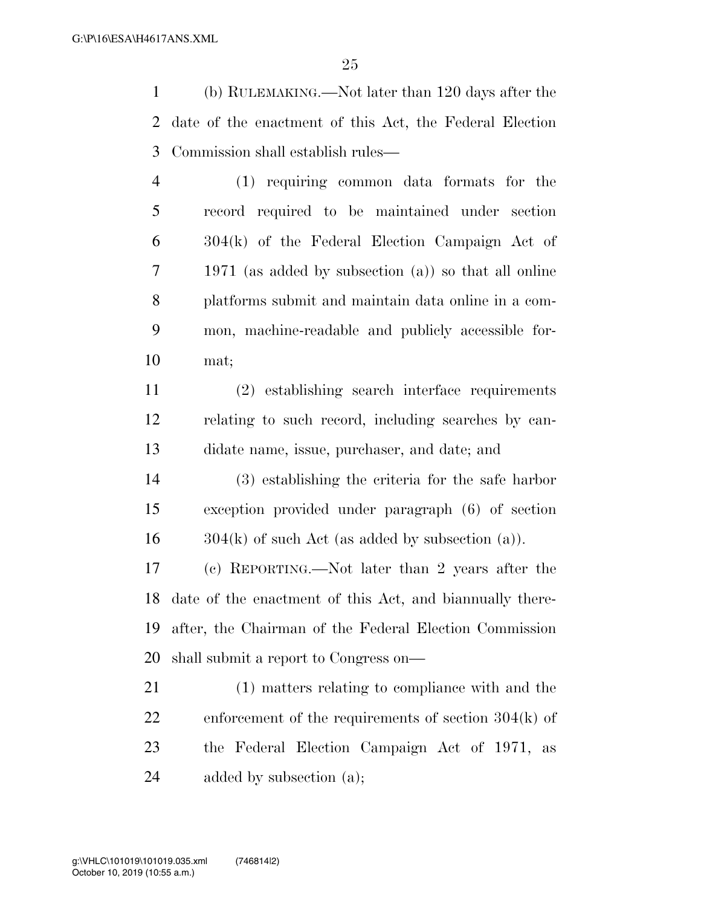(b) RULEMAKING.—Not later than 120 days after the date of the enactment of this Act, the Federal Election Commission shall establish rules—

(1) requiring common data formats for the record required to be maintained under section 304(k) of the Federal Election Campaign Act of 1971 (as added by subsection (a)) so that all online platforms submit and maintain data online in a common, machine-readable and publicly accessible format;

(2) establishing search interface requirements relating to such record, including searches by candidate name, issue, purchaser, and date; and

(3) establishing the criteria for the safe harbor exception provided under paragraph (6) of section 304(k) of such Act (as added by subsection (a)).

(c) REPORTING.—Not later than 2 years after the date of the enactment of this Act, and biannually thereafter, the Chairman of the Federal Election Commission shall submit a report to Congress on—

(1) matters relating to compliance with and the enforcement of the requirements of section 304(k) of the Federal Election Campaign Act of 1971, as added by subsection (a);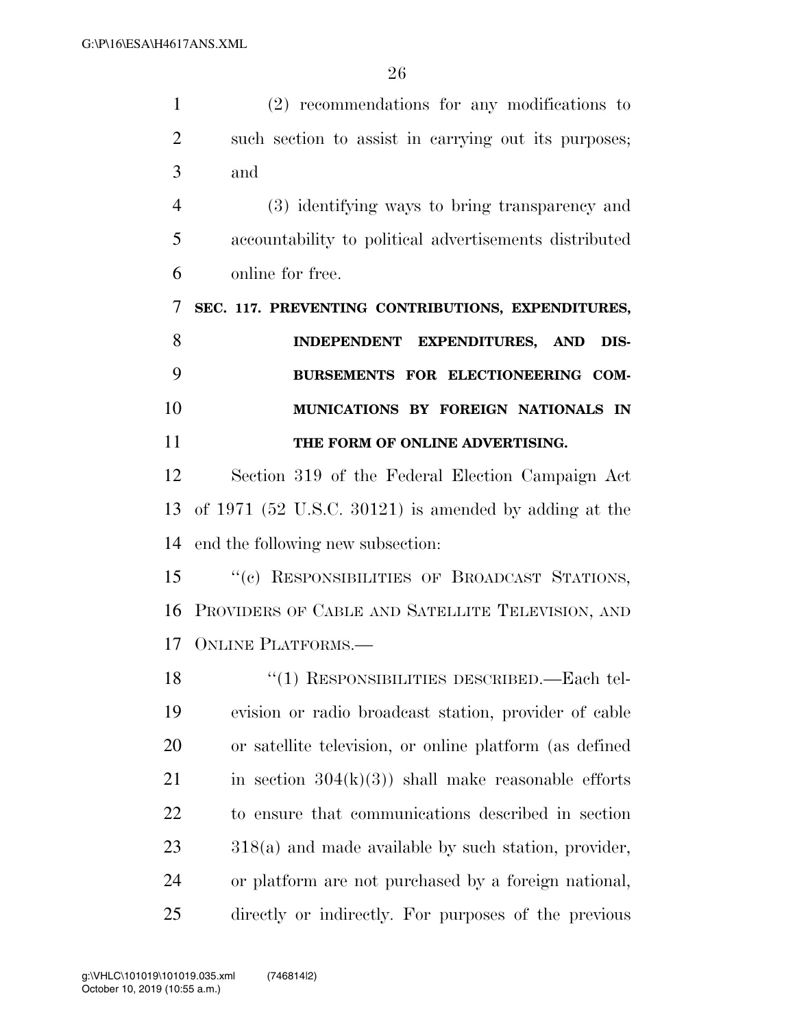(2) recommendations for any modifications to such section to assist in carrying out its purposes; and

(3) identifying ways to bring transparency and accountability to political advertisements distributed online for free.

**SEC. 117. PREVENTING CONTRIBUTIONS, EXPENDITURES, INDEPENDENT EXPENDITURES, AND DISBURSEMENTS FOR ELECTIONEERING COMMUNICATIONS BY FOREIGN NATIONALS IN THE FORM OF ONLINE ADVERTISING.**

Section 319 of the Federal Election Campaign Act of 1971 (52 U.S.C. 30121) is amended by adding at the end the following new subsection:

"(c) RESPONSIBILITIES OF BROADCAST STATIONS, PROVIDERS OF CABLE AND SATELLITE TELEVISION, AND ONLINE PLATFORMS.—

"(1) RESPONSIBILITIES DESCRIBED.—Each television or radio broadcast station, provider of cable or satellite television, or online platform (as defined in section 304(k)(3)) shall make reasonable efforts to ensure that communications described in section 318(a) and made available by such station, provider, or platform are not purchased by a foreign national, directly or indirectly. For purposes of the previous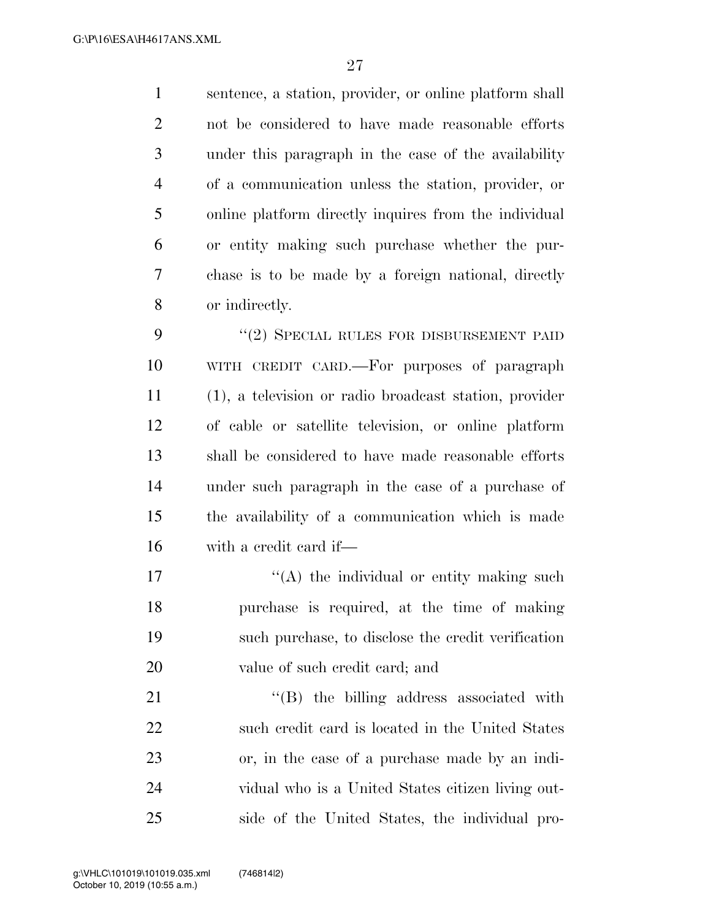sentence, a station, provider, or online platform shall not be considered to have made reasonable efforts under this paragraph in the case of the availability of a communication unless the station, provider, or online platform directly inquires from the individual or entity making such purchase whether the purchase is to be made by a foreign national, directly or indirectly.

"(2) SPECIAL RULES FOR DISBURSEMENT PAID WITH CREDIT CARD.—For purposes of paragraph (1), a television or radio broadcast station, provider of cable or satellite television, or online platform shall be considered to have made reasonable efforts under such paragraph in the case of a purchase of the availability of a communication which is made with a credit card if—

"(A) the individual or entity making such purchase is required, at the time of making such purchase, to disclose the credit verification value of such credit card; and

"(B) the billing address associated with such credit card is located in the United States or, in the case of a purchase made by an individual who is a United States citizen living outside of the United States, the individual pro-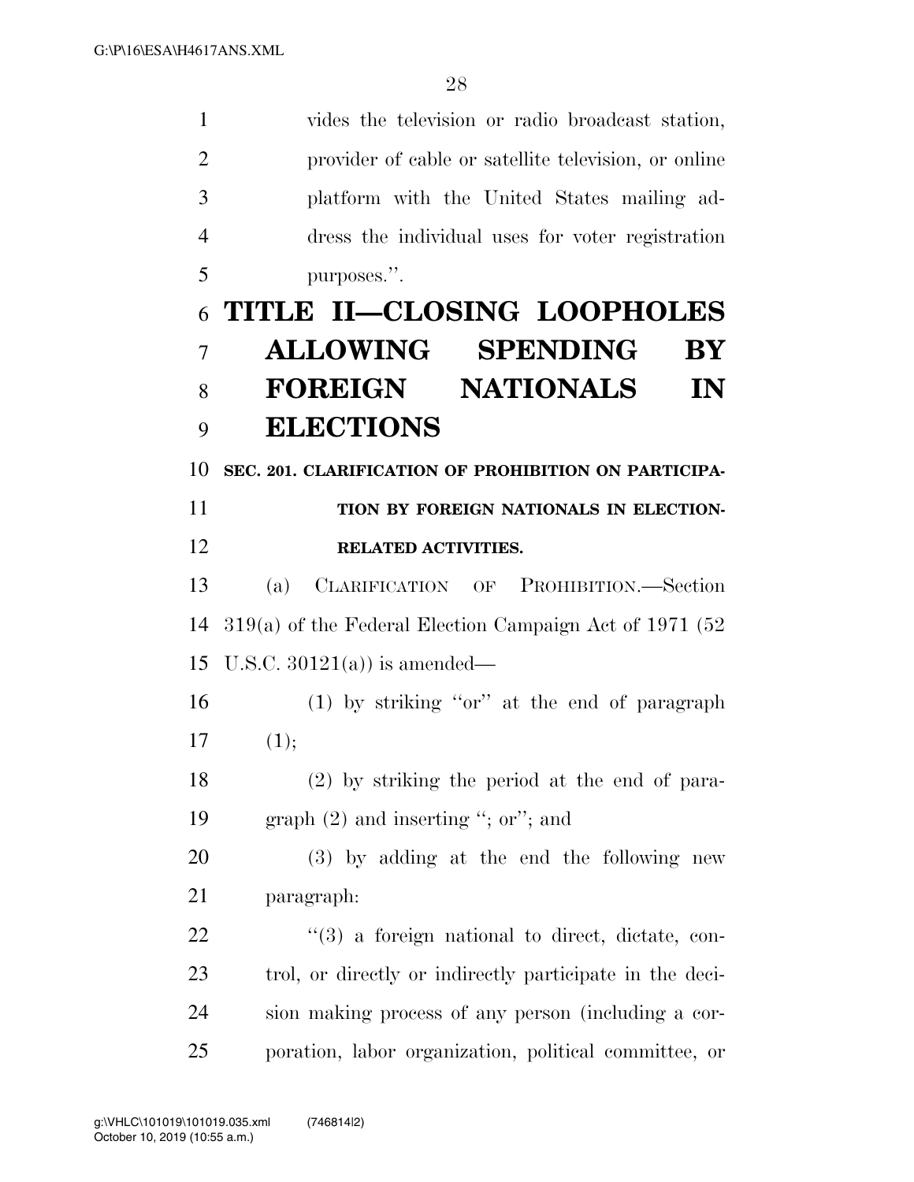vides the television or radio broadcast station, provider of cable or satellite television, or online platform with the United States mailing address the individual uses for voter registration purposes.''.

# TITLE II—CLOSING LOOPHOLES ALLOWING SPENDING BY FOREIGN NATIONALS IN ELECTIONS

### SEC. 201. CLARIFICATION OF PROHIBITION ON PARTICIPATION BY FOREIGN NATIONALS IN ELECTION-RELATED ACTIVITIES.

(a) CLARIFICATION OF PROHIBITION.—Section 319(a) of the Federal Election Campaign Act of 1971 (52 U.S.C. 30121(a)) is amended—

(1) by striking ''or'' at the end of paragraph (1);

(2) by striking the period at the end of paragraph (2) and inserting ''; or''; and

(3) by adding at the end the following new paragraph:

''(3) a foreign national to direct, dictate, control, or directly or indirectly participate in the decision making process of any person (including a corporation, labor organization, political committee, or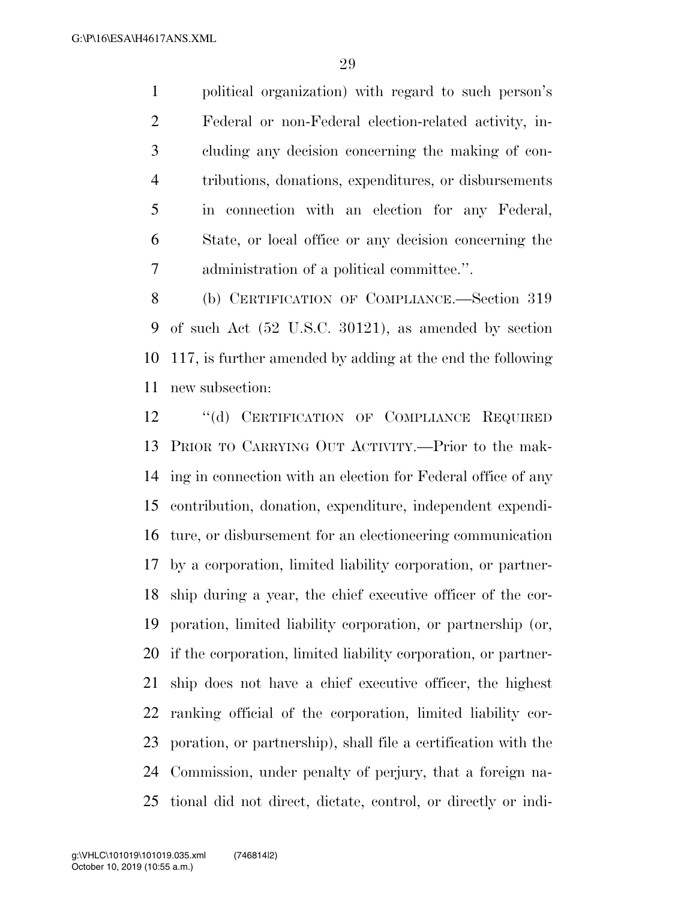political organization) with regard to such person's Federal or non-Federal election-related activity, including any decision concerning the making of contributions, donations, expenditures, or disbursements in connection with an election for any Federal, State, or local office or any decision concerning the administration of a political committee.''.

(b) CERTIFICATION OF COMPLIANCE.—Section 319 of such Act (52 U.S.C. 30121), as amended by section 117, is further amended by adding at the end the following new subsection:

''(d) CERTIFICATION OF COMPLIANCE REQUIRED PRIOR TO CARRYING OUT ACTIVITY.—Prior to the making in connection with an election for Federal office of any contribution, donation, expenditure, independent expenditure, or disbursement for an electioneering communication by a corporation, limited liability corporation, or partnership during a year, the chief executive officer of the corporation, limited liability corporation, or partnership (or, if the corporation, limited liability corporation, or partnership does not have a chief executive officer, the highest ranking official of the corporation, limited liability corporation, or partnership), shall file a certification with the Commission, under penalty of perjury, that a foreign national did not direct, dictate, control, or directly or indi-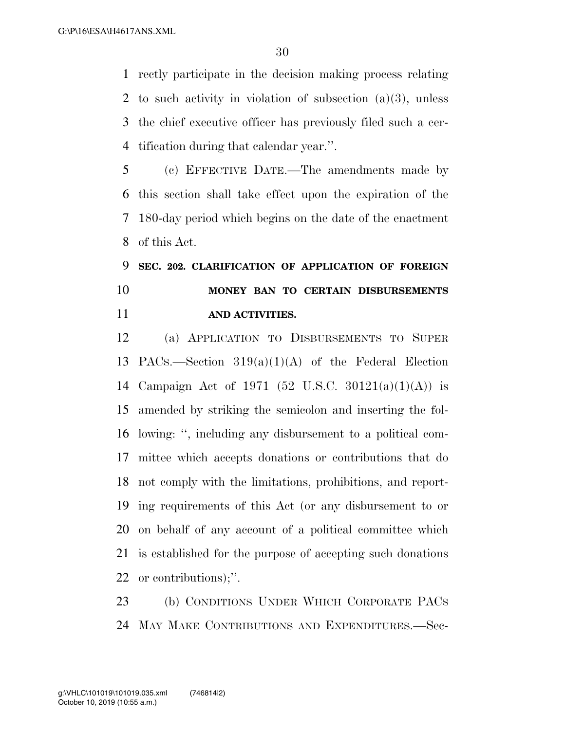rectly participate in the decision making process relating to such activity in violation of subsection (a)(3), unless the chief executive officer has previously filed such a certification during that calendar year.''.

(c) EFFECTIVE DATE.—The amendments made by this section shall take effect upon the expiration of the 180-day period which begins on the date of the enactment of this Act.

**SEC. 202. CLARIFICATION OF APPLICATION OF FOREIGN MONEY BAN TO CERTAIN DISBURSEMENTS AND ACTIVITIES.**

(a) APPLICATION TO DISBURSEMENTS TO SUPER PACS.—Section 319(a)(1)(A) of the Federal Election Campaign Act of 1971 (52 U.S.C. 30121(a)(1)(A)) is amended by striking the semicolon and inserting the following: '', including any disbursement to a political committee which accepts donations or contributions that do not comply with the limitations, prohibitions, and reporting requirements of this Act (or any disbursement to or on behalf of any account of a political committee which is established for the purpose of accepting such donations or contributions);''.

(b) CONDITIONS UNDER WHICH CORPORATE PACS MAY MAKE CONTRIBUTIONS AND EXPENDITURES.—Sec-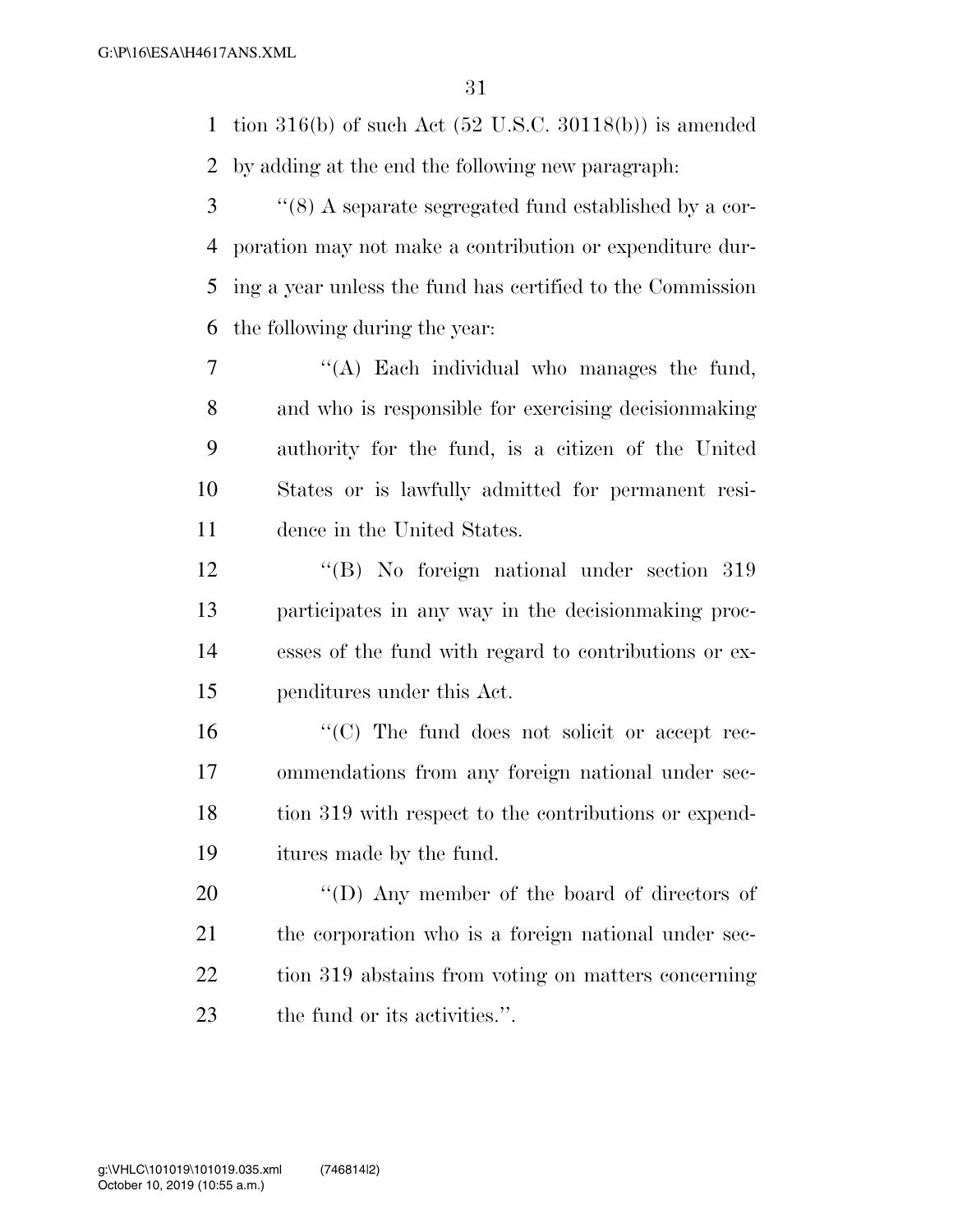tion 316(b) of such Act (52 U.S.C. 30118(b)) is amended by adding at the end the following new paragraph:

''(8) A separate segregated fund established by a corporation may not make a contribution or expenditure during a year unless the fund has certified to the Commission the following during the year:

''(A) Each individual who manages the fund, and who is responsible for exercising decisionmaking authority for the fund, is a citizen of the United States or is lawfully admitted for permanent residence in the United States.

''(B) No foreign national under section 319 participates in any way in the decisionmaking processes of the fund with regard to contributions or expenditures under this Act.

''(C) The fund does not solicit or accept recommendations from any foreign national under section 319 with respect to the contributions or expenditures made by the fund.

''(D) Any member of the board of directors of the corporation who is a foreign national under section 319 abstains from voting on matters concerning the fund or its activities.''.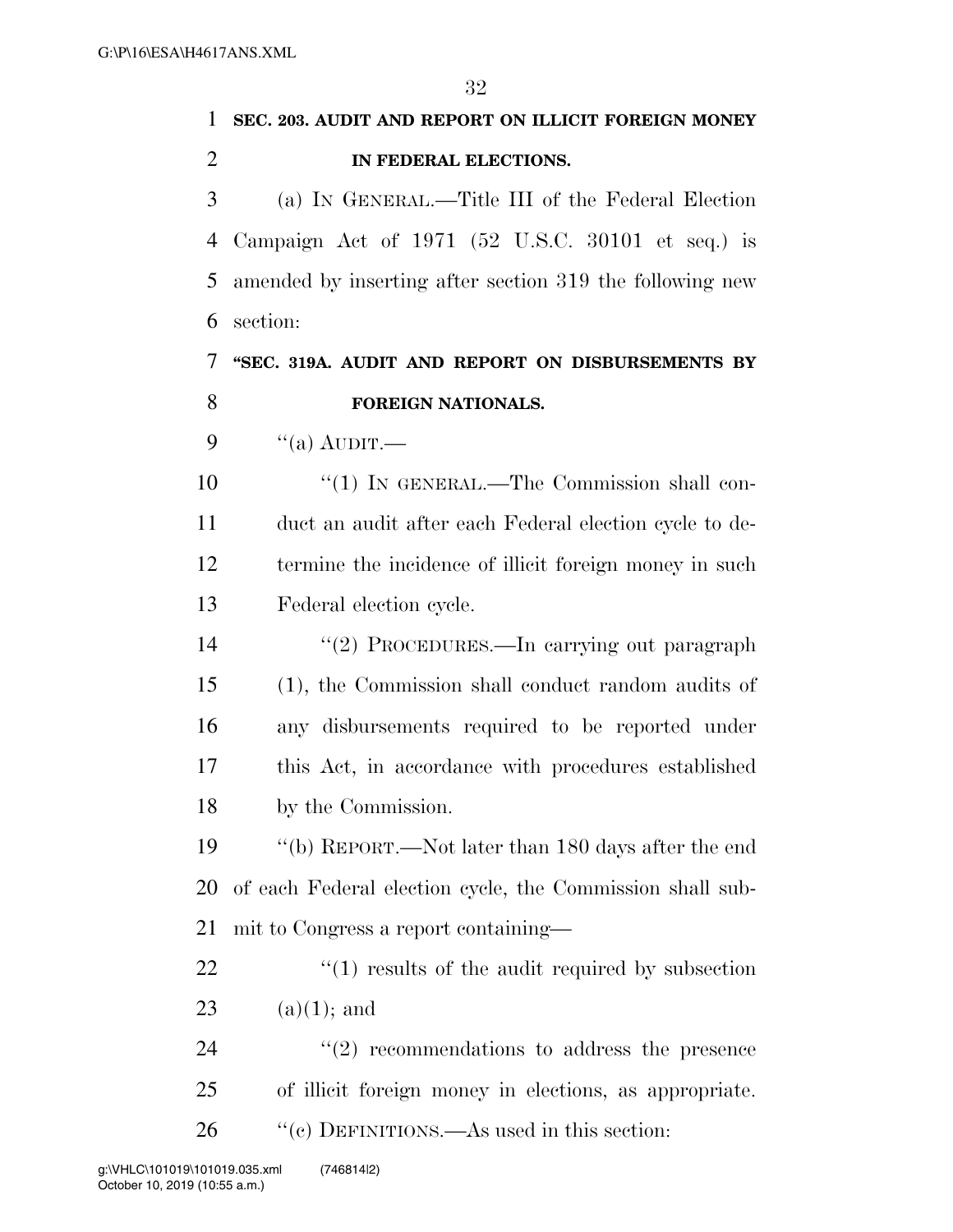**SEC. 203. AUDIT AND REPORT ON ILLICIT FOREIGN MONEY IN FEDERAL ELECTIONS.**

(a) IN GENERAL.—Title III of the Federal Election Campaign Act of 1971 (52 U.S.C. 30101 et seq.) is amended by inserting after section 319 the following new section:

**"SEC. 319A. AUDIT AND REPORT ON DISBURSEMENTS BY FOREIGN NATIONALS.**

"(a) AUDIT.—

"(1) IN GENERAL.—The Commission shall conduct an audit after each Federal election cycle to determine the incidence of illicit foreign money in such Federal election cycle.

"(2) PROCEDURES.—In carrying out paragraph (1), the Commission shall conduct random audits of any disbursements required to be reported under this Act, in accordance with procedures established by the Commission.

"(b) REPORT.—Not later than 180 days after the end of each Federal election cycle, the Commission shall submit to Congress a report containing—

"(1) results of the audit required by subsection (a)(1); and

"(2) recommendations to address the presence of illicit foreign money in elections, as appropriate.

"(c) DEFINITIONS.—As used in this section: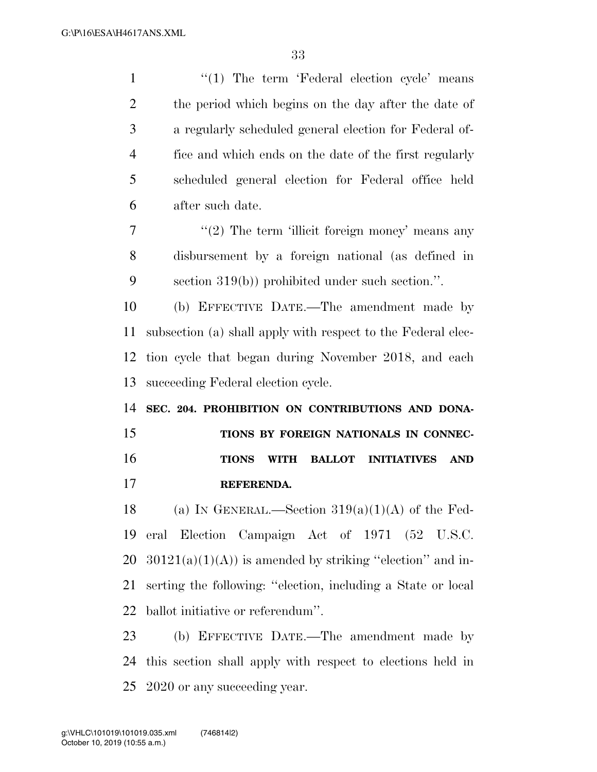"(1) The term 'Federal election cycle' means the period which begins on the day after the date of a regularly scheduled general election for Federal office and which ends on the date of the first regularly scheduled general election for Federal office held after such date.

"(2) The term 'illicit foreign money' means any disbursement by a foreign national (as defined in section 319(b)) prohibited under such section.".

(b) EFFECTIVE DATE.—The amendment made by subsection (a) shall apply with respect to the Federal election cycle that began during November 2018, and each succeeding Federal election cycle.

**SEC. 204. PROHIBITION ON CONTRIBUTIONS AND DONATIONS BY FOREIGN NATIONALS IN CONNECTIONS WITH BALLOT INITIATIVES AND REFERENDA.**

(a) IN GENERAL.—Section 319(a)(1)(A) of the Federal Election Campaign Act of 1971 (52 U.S.C. 30121(a)(1)(A)) is amended by striking "election" and inserting the following: "election, including a State or local ballot initiative or referendum".

(b) EFFECTIVE DATE.—The amendment made by this section shall apply with respect to elections held in 2020 or any succeeding year.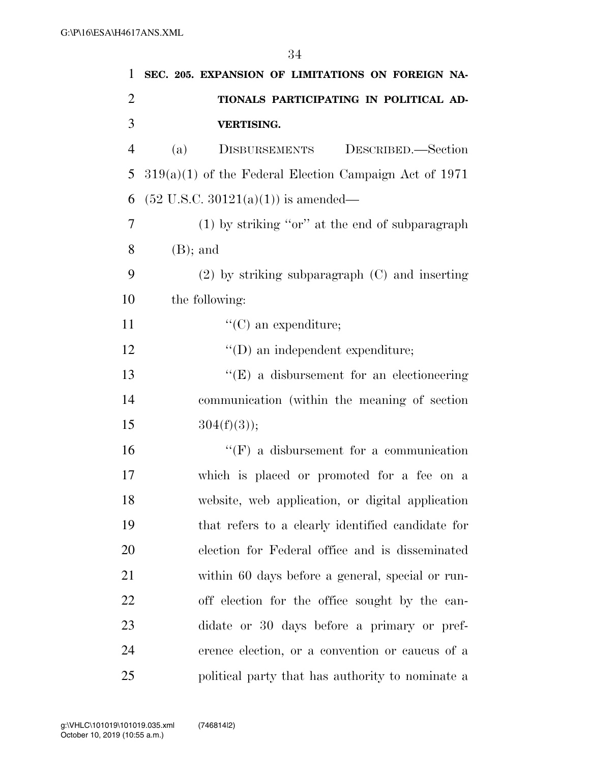**SEC. 205. EXPANSION OF LIMITATIONS ON FOREIGN NATIONALS PARTICIPATING IN POLITICAL ADVERTISING.**

(a) DISBURSEMENTS DESCRIBED.—Section 319(a)(1) of the Federal Election Campaign Act of 1971 (52 U.S.C. 30121(a)(1)) is amended—

(1) by striking "or" at the end of subparagraph (B); and

(2) by striking subparagraph (C) and inserting the following:

"(C) an expenditure;

"(D) an independent expenditure;

"(E) a disbursement for an electioneering communication (within the meaning of section 304(f)(3));

"(F) a disbursement for a communication which is placed or promoted for a fee on a website, web application, or digital application that refers to a clearly identified candidate for election for Federal office and is disseminated within 60 days before a general, special or runoff election for the office sought by the candidate or 30 days before a primary or preference election, or a convention or caucus of a political party that has authority to nominate a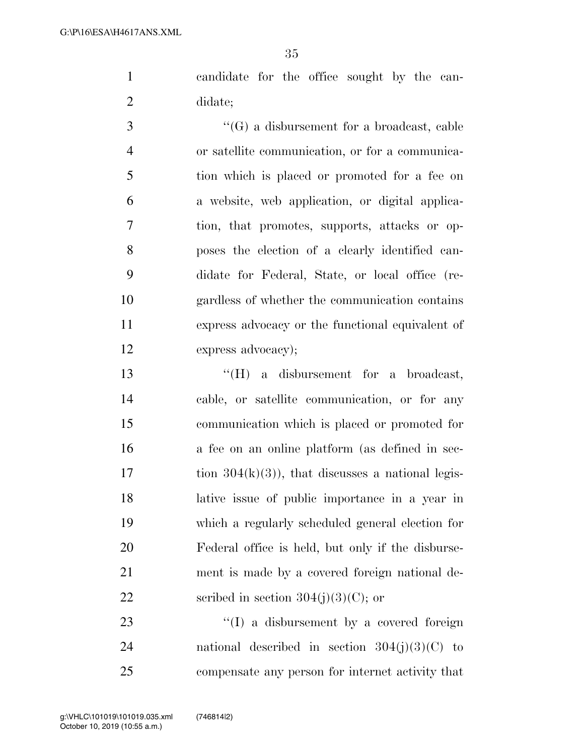candidate for the office sought by the candidate;

"(G) a disbursement for a broadcast, cable or satellite communication, or for a communication which is placed or promoted for a fee on a website, web application, or digital application, that promotes, supports, attacks or opposes the election of a clearly identified candidate for Federal, State, or local office (regardless of whether the communication contains express advocacy or the functional equivalent of express advocacy);

"(H) a disbursement for a broadcast, cable, or satellite communication, or for any communication which is placed or promoted for a fee on an online platform (as defined in section 304(k)(3)), that discusses a national legislative issue of public importance in a year in which a regularly scheduled general election for Federal office is held, but only if the disbursement is made by a covered foreign national described in section 304(j)(3)(C); or

"(I) a disbursement by a covered foreign national described in section 304(j)(3)(C) to compensate any person for internet activity that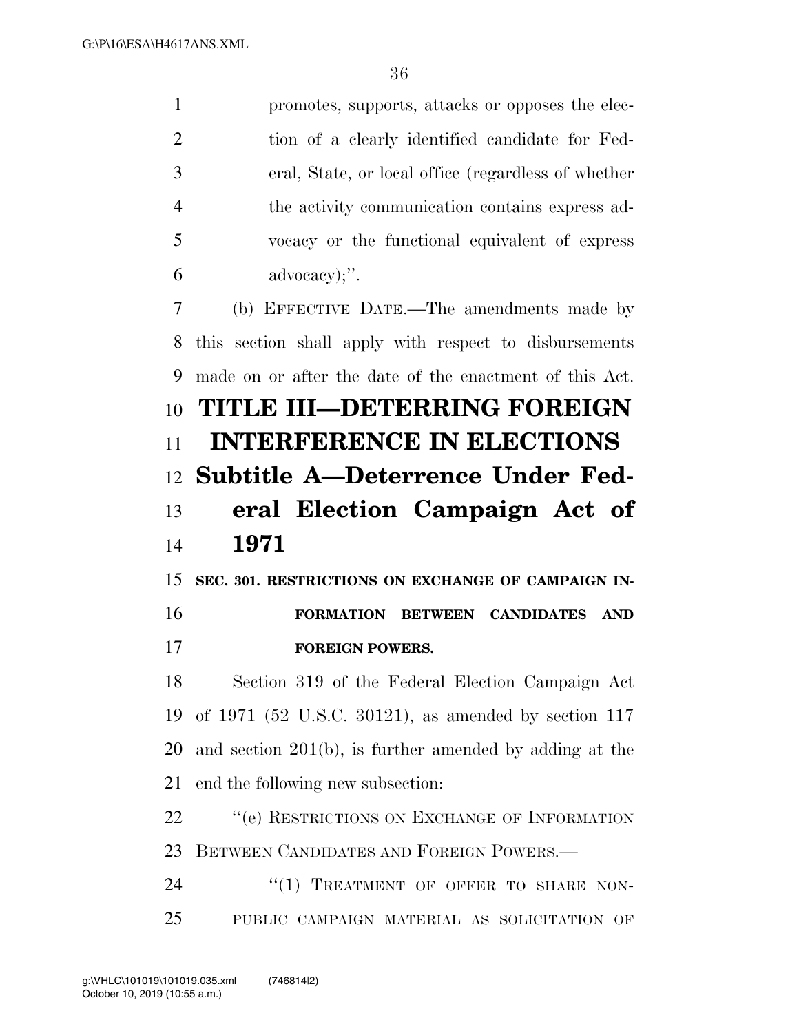promotes, supports, attacks or opposes the election of a clearly identified candidate for Federal, State, or local office (regardless of whether the activity communication contains express advocacy or the functional equivalent of express advocacy);''.

(b) EFFECTIVE DATE.—The amendments made by this section shall apply with respect to disbursements made on or after the date of the enactment of this Act.

# TITLE III—DETERRING FOREIGN INTERFERENCE IN ELECTIONS

## Subtitle A—Deterrence Under Federal Election Campaign Act of 1971

### SEC. 301. RESTRICTIONS ON EXCHANGE OF CAMPAIGN INFORMATION BETWEEN CANDIDATES AND FOREIGN POWERS.

Section 319 of the Federal Election Campaign Act of 1971 (52 U.S.C. 30121), as amended by section 117 and section 201(b), is further amended by adding at the end the following new subsection:

''(e) RESTRICTIONS ON EXCHANGE OF INFORMATION BETWEEN CANDIDATES AND FOREIGN POWERS.—

''(1) TREATMENT OF OFFER TO SHARE NONPUBLIC CAMPAIGN MATERIAL AS SOLICITATION OF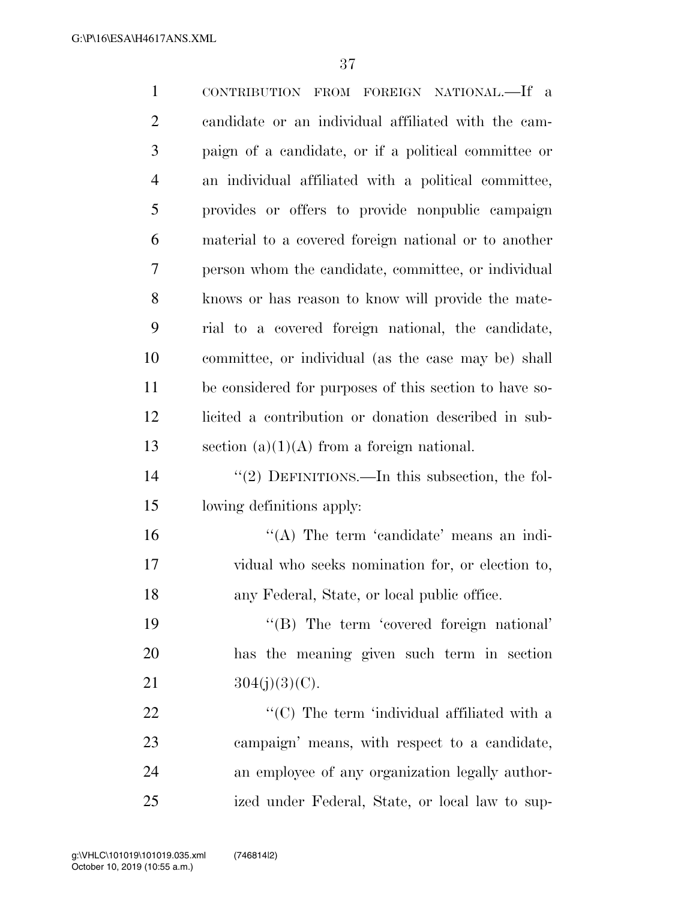CONTRIBUTION FROM FOREIGN NATIONAL.—If a candidate or an individual affiliated with the campaign of a candidate, or if a political committee or an individual affiliated with a political committee, provides or offers to provide nonpublic campaign material to a covered foreign national or to another person whom the candidate, committee, or individual knows or has reason to know will provide the material to a covered foreign national, the candidate, committee, or individual (as the case may be) shall be considered for purposes of this section to have solicited a contribution or donation described in subsection (a)(1)(A) from a foreign national.

"(2) DEFINITIONS.—In this subsection, the following definitions apply:

"(A) The term 'candidate' means an individual who seeks nomination for, or election to, any Federal, State, or local public office.

"(B) The term 'covered foreign national' has the meaning given such term in section 304(j)(3)(C).

"(C) The term 'individual affiliated with a campaign' means, with respect to a candidate, an employee of any organization legally authorized under Federal, State, or local law to sup-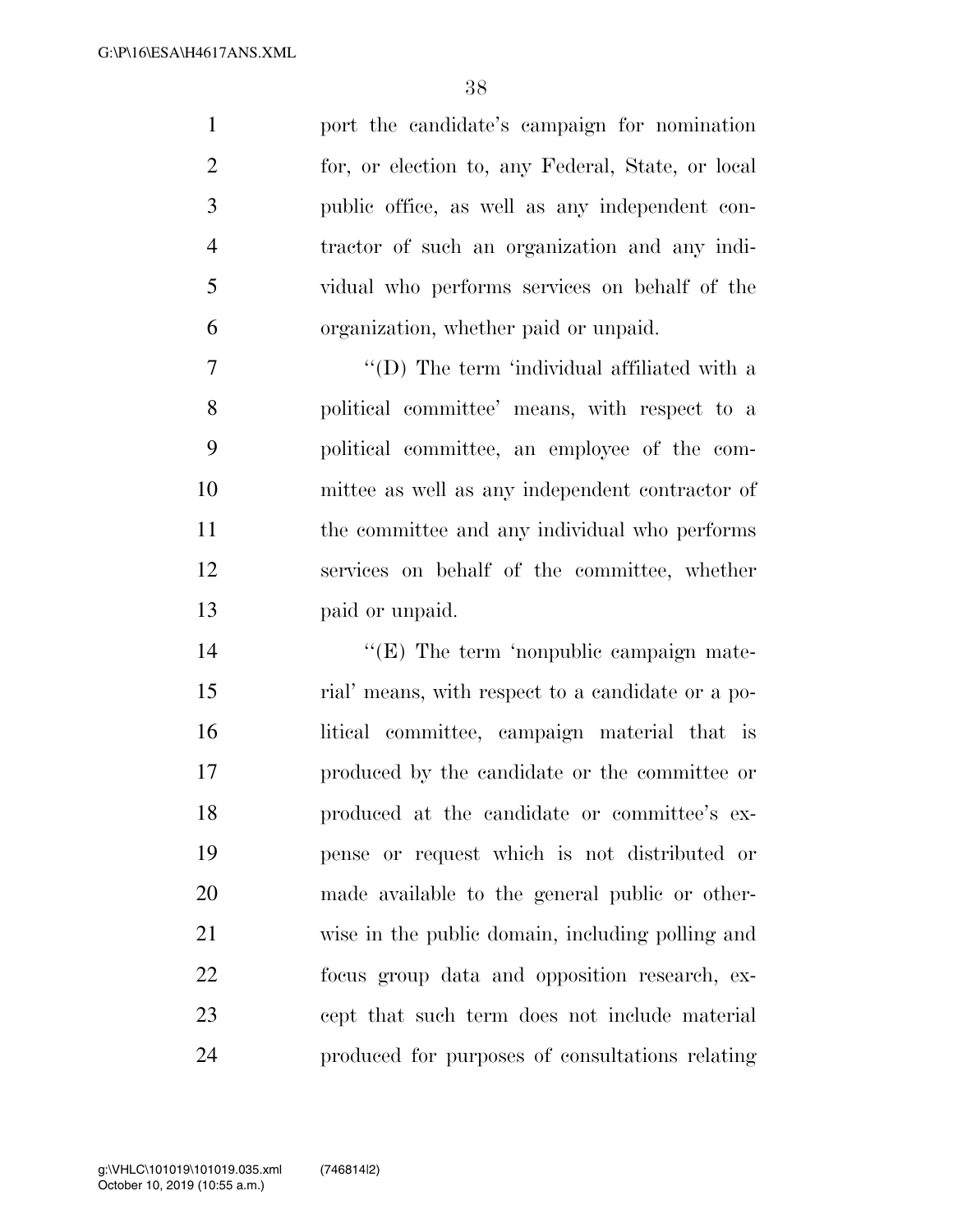port the candidate's campaign for nomination for, or election to, any Federal, State, or local public office, as well as any independent contractor of such an organization and any individual who performs services on behalf of the organization, whether paid or unpaid.

"(D) The term 'individual affiliated with a political committee' means, with respect to a political committee, an employee of the committee as well as any independent contractor of the committee and any individual who performs services on behalf of the committee, whether paid or unpaid.

"(E) The term 'nonpublic campaign material' means, with respect to a candidate or a political committee, campaign material that is produced by the candidate or the committee or produced at the candidate or committee's expense or request which is not distributed or made available to the general public or otherwise in the public domain, including polling and focus group data and opposition research, except that such term does not include material produced for purposes of consultations relating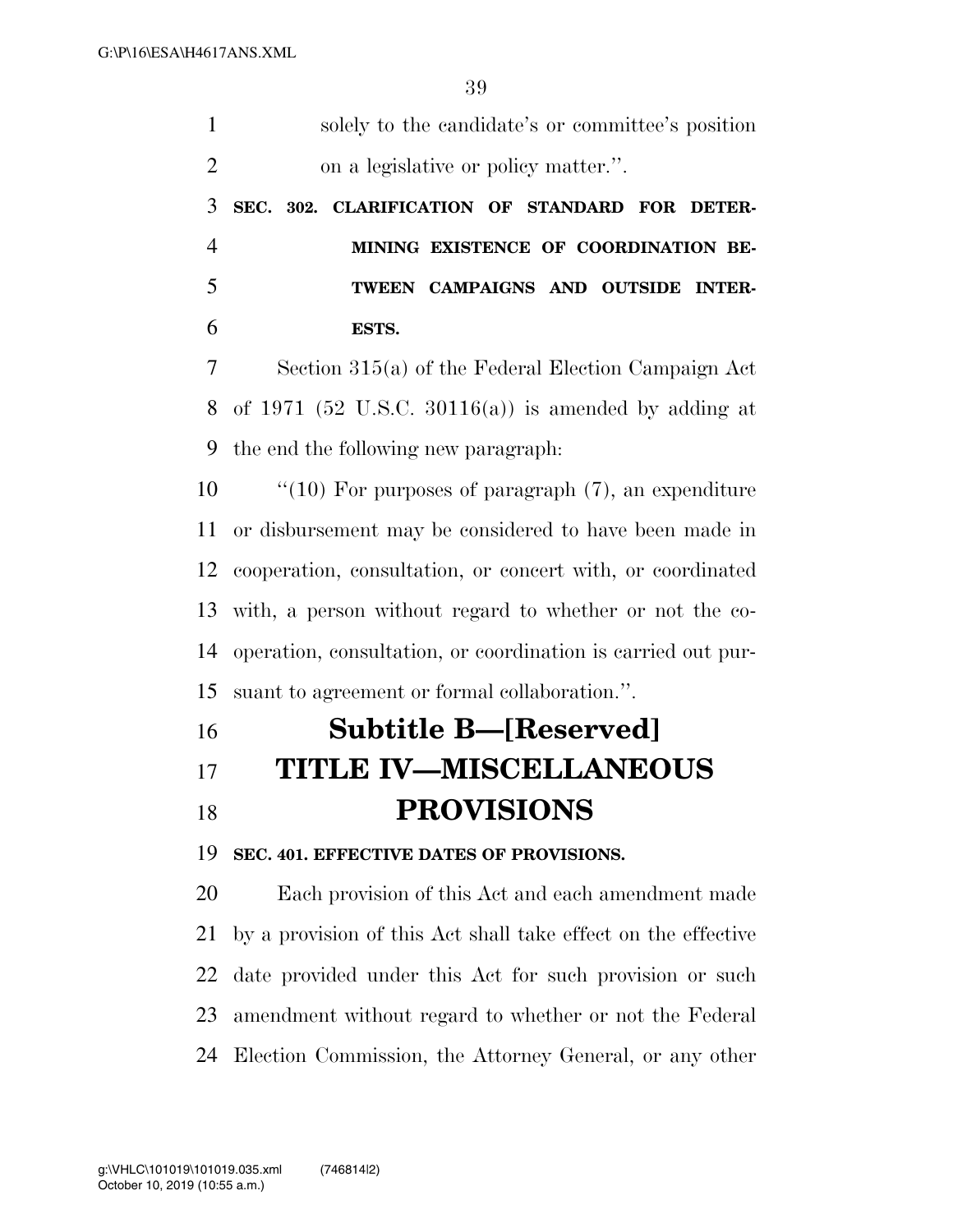solely to the candidate's or committee's position on a legislative or policy matter.''.

**SEC. 302. CLARIFICATION OF STANDARD FOR DETERMINING EXISTENCE OF COORDINATION BETWEEN CAMPAIGNS AND OUTSIDE INTERESTS.**

Section 315(a) of the Federal Election Campaign Act of 1971 (52 U.S.C. 30116(a)) is amended by adding at the end the following new paragraph:

''(10) For purposes of paragraph (7), an expenditure or disbursement may be considered to have been made in cooperation, consultation, or concert with, or coordinated with, a person without regard to whether or not the cooperation, consultation, or coordination is carried out pursuant to agreement or formal collaboration.''.

## Subtitle B—[Reserved]

# TITLE IV—MISCELLANEOUS PROVISIONS

**SEC. 401. EFFECTIVE DATES OF PROVISIONS.**

Each provision of this Act and each amendment made by a provision of this Act shall take effect on the effective date provided under this Act for such provision or such amendment without regard to whether or not the Federal Election Commission, the Attorney General, or any other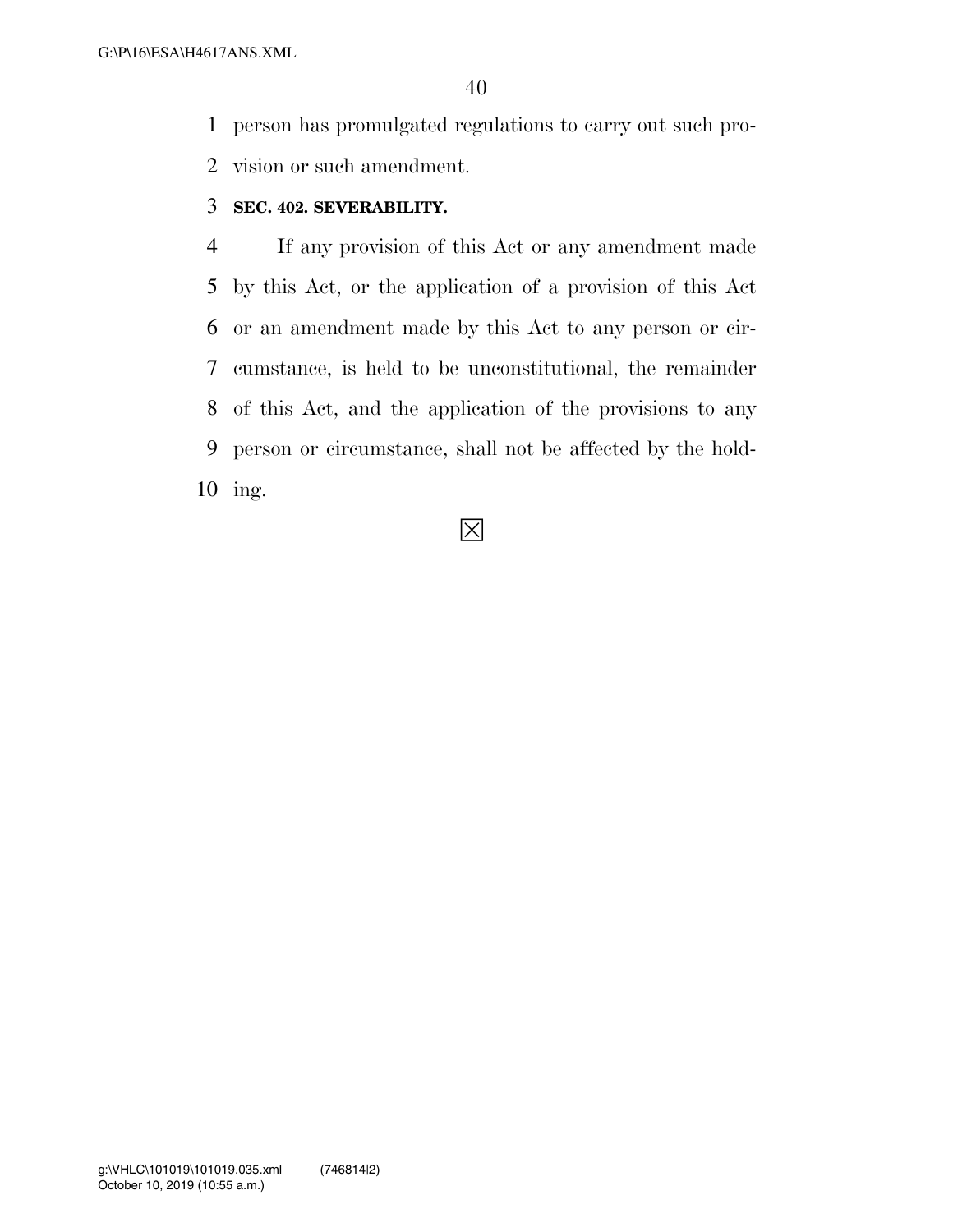person has promulgated regulations to carry out such provision or such amendment.

### SEC. 402. SEVERABILITY.

If any provision of this Act or any amendment made by this Act, or the application of a provision of this Act or an amendment made by this Act to any person or circumstance, is held to be unconstitutional, the remainder of this Act, and the application of the provisions to any person or circumstance, shall not be affected by the holding.